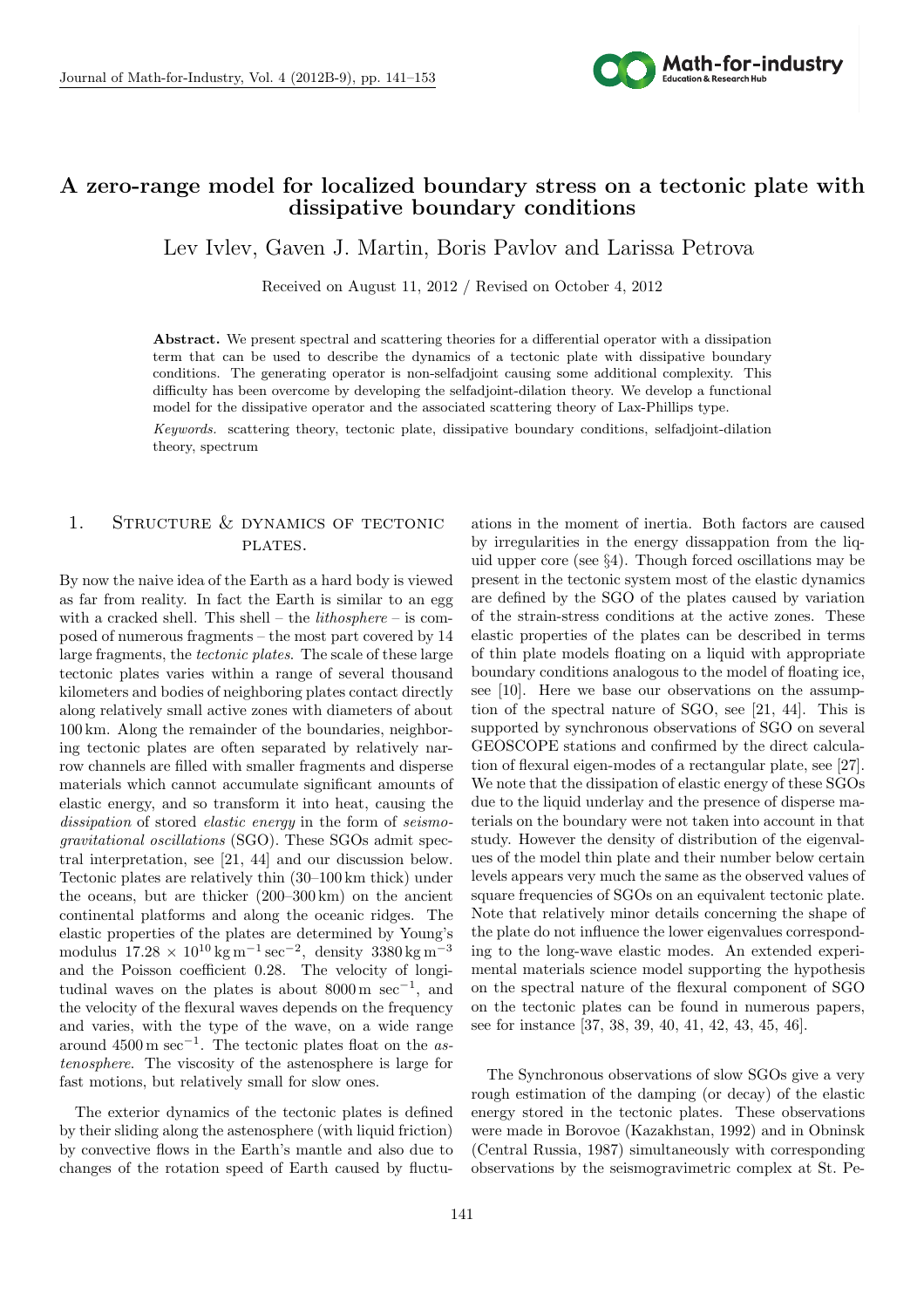# A zero-range model for localized boundary stress on a tectonic plate with dissipative boundary conditions

Lev Ivlev, Gaven J. Martin, Boris Pavlov and Larissa Petrova

Received on August 11, 2012 / Revised on October 4, 2012

**Abstract.** We present spectral and scattering theories for a differential operator with a dissipation term that can be used to describe the dynamics of a tectonic plate with dissipative boundary conditions. The generating operator is non-selfadjoint causing some additional complexity. This difficulty has been overcome by developing the selfadjoint-dilation theory. We develop a functional model for the dissipative operator and the associated scattering theory of Lax-Phillips type.

*Keywords.* scattering theory, tectonic plate, dissipative boundary conditions, selfadjoint-dilation theory, spectrum

## 1. Structure & dynamics of tectonic plates.

By now the naive idea of the Earth as a hard body is viewed as far from reality. In fact the Earth is similar to an egg with a cracked shell. This shell – the *lithosphere* – is composed of numerous fragments – the most part covered by 14 large fragments, the *tectonic plates*. The scale of these large tectonic plates varies within a range of several thousand kilometers and bodies of neighboring plates contact directly along relatively small active zones with diameters of about 100 km. Along the remainder of the boundaries, neighboring tectonic plates are often separated by relatively narrow channels are filled with smaller fragments and disperse materials which cannot accumulate significant amounts of elastic energy, and so transform it into heat, causing the *dissipation* of stored *elastic energy* in the form of *seismogravitational oscillations* (SGO). These SGOs admit spectral interpretation, see [21, 44] and our discussion below. Tectonic plates are relatively thin (30–100 km thick) under the oceans, but are thicker (200–300 km) on the ancient continental platforms and along the oceanic ridges. The elastic properties of the plates are determined by Young's modulus $17.28 \times 10^{10}\,\mathrm{kg\,m^{-1}\,sec^{-2}}$, density $3380\,\mathrm{kg\,m^{-3}}$ and the Poisson coefficient 0.28. The velocity of longitudinal waves on the plates is about $8000\,\mathrm{m\ sec^{-1}}$, and the velocity of the flexural waves depends on the frequency and varies, with the type of the wave, on a wide range around $4500\,\mathrm{m\ sec^{-1}}$. The tectonic plates float on the *astenosphere*. The viscosity of the astenosphere is large for fast motions, but relatively small for slow ones.

The exterior dynamics of the tectonic plates is defined by their sliding along the astenosphere (with liquid friction) by convective flows in the Earth's mantle and also due to changes of the rotation speed of Earth caused by fluctuations in the moment of inertia. Both factors are caused by irregularities in the energy dissapation from the liquid upper core (see §4). Though forced oscillations may be present in the tectonic system most of the elastic dynamics are defined by the SGO of the plates caused by variation of the strain-stress conditions at the active zones. These elastic properties of the plates can be described in terms of thin plate models floating on a liquid with appropriate boundary conditions analogous to the model of floating ice, see [10]. Here we base our observations on the assumption of the spectral nature of SGO, see [21, 44]. This is supported by synchronous observations of SGO on several GEOSCOPE stations and confirmed by the direct calculation of flexural eigen-modes of a rectangular plate, see [27]. We note that the dissipation of elastic energy of these SGOs due to the liquid underlay and the presence of disperse materials on the boundary were not taken into account in that study. However the density of distribution of the eigenvalues of the model thin plate and their number below certain levels appears very much the same as the observed values of square frequencies of SGOs on an equivalent tectonic plate. Note that relatively minor details concerning the shape of the plate do not influence the lower eigenvalues corresponding to the long-wave elastic modes. An extended experimental materials science model supporting the hypothesis on the spectral nature of the flexural component of SGO on the tectonic plates can be found in numerous papers, see for instance [37, 38, 39, 40, 41, 42, 43, 45, 46].

The Synchronous observations of slow SGOs give a very rough estimation of the damping (or decay) of the elastic energy stored in the tectonic plates. These observations were made in Borovoe (Kazakhstan, 1992) and in Obninsk (Central Russia, 1987) simultaneously with corresponding observations by the seismogravimetric complex at St. Pe-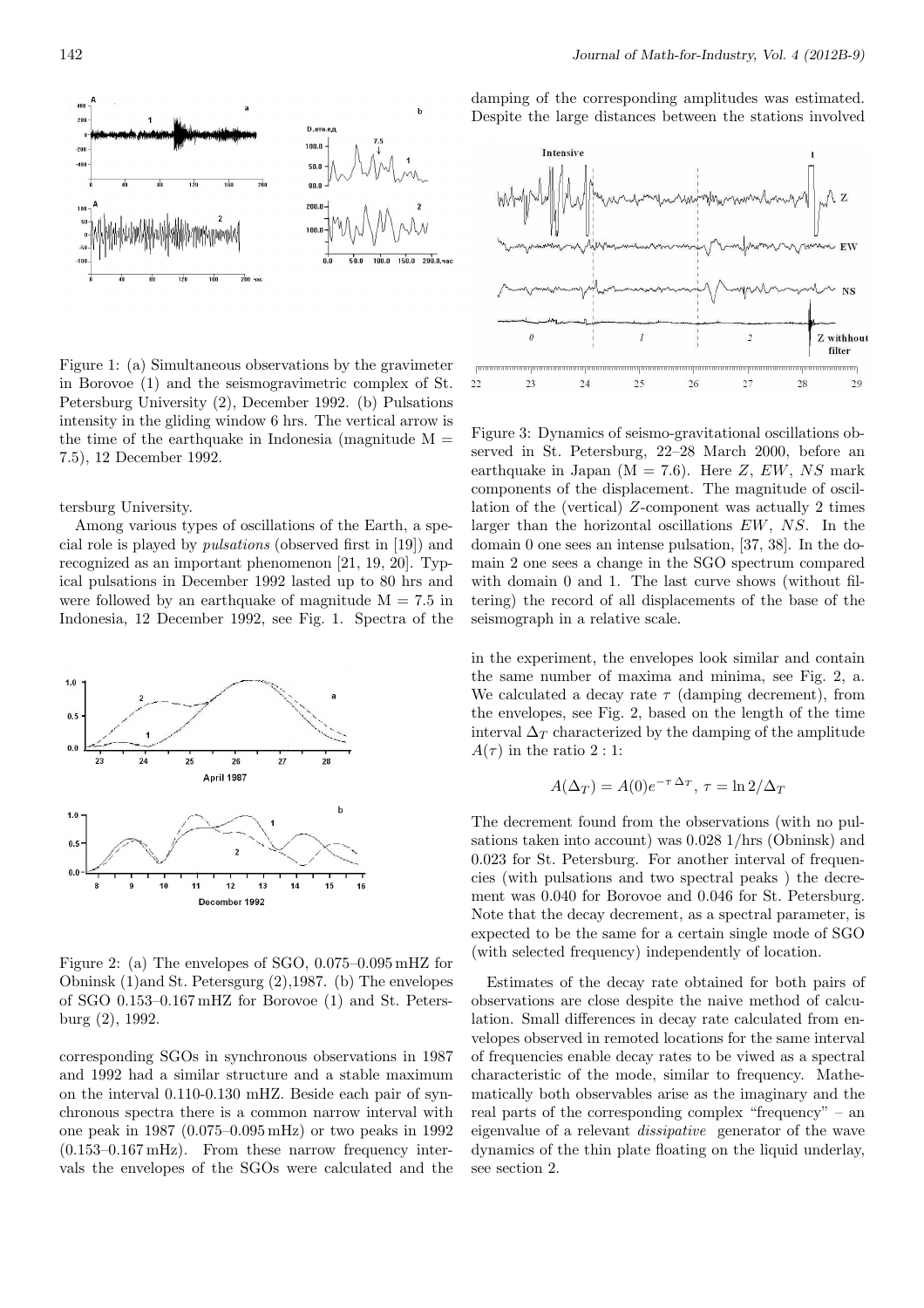Figure 1: (a) Simultaneous observations by the gravimeter in Borovoe (1) and the seismogravimetric complex of St. Petersburg University (2), December 1992. (b) Pulsations intensity in the gliding window 6 hrs. The vertical arrow is the time of the earthquake in Indonesia (magnitude M = 7.5), 12 December 1992.

tersburg University.

Among various types of oscillations of the Earth, a special role is played by *pulsations* (observed first in [19]) and recognized as an important phenomenon [21, 19, 20]. Typical pulsations in December 1992 lasted up to 80 hrs and were followed by an earthquake of magnitude M = 7.5 in Indonesia, 12 December 1992, see Fig. 1. Spectra of the corresponding SGOs in synchronous observations in 1987 and 1992 had a similar structure and a stable maximum on the interval 0.110-0.130 mHZ. Beside each pair of synchronous spectra there is a common narrow interval with one peak in 1987 (0.075–0.095 mHz) or two peaks in 1992 (0.153–0.167 mHz). From these narrow frequency intervals the envelopes of the SGOs were calculated and the damping of the corresponding amplitudes was estimated. Despite the large distances between the stations involved in the experiment, the envelopes look similar and contain the same number of maxima and minima, see Fig. 2, a. We calculated a decay rate $\tau$ (damping decrement), from the envelopes, see Fig. 2, based on the length of the time interval $\Delta_T$ characterized by the damping of the amplitude $A(\tau)$ in the ratio 2 : 1:

$$A(\Delta_T) = A(0)e^{-\tau\,\Delta_T},\ \tau = \ln 2/\Delta_T$$

Figure 2: (a) The envelopes of SGO, 0.075–0.095 mHZ for Obninsk (1)and St. Petersgurg (2),1987. (b) The envelopes of SGO 0.153–0.167 mHZ for Borovoe (1) and St. Petersburg (2), 1992.

Figure 3: Dynamics of seismo-gravitational oscillations observed in St. Petersburg, 22–28 March 2000, before an earthquake in Japan (M = 7.6). Here $Z$, $EW$, $NS$ mark components of the displacement. The magnitude of oscillation of the (vertical) $Z$-component was actually 2 times larger than the horizontal oscillations $EW$, $NS$. In the domain 0 one sees an intense pulsation, [37, 38]. In the domain 2 one sees a change in the SGO spectrum compared with domain 0 and 1. The last curve shows (without filtering) the record of all displacements of the base of the seismograph in a relative scale.

The decrement found from the observations (with no pulsations taken into account) was 0.028 1/hrs (Obninsk) and 0.023 for St. Petersburg. For another interval of frequencies (with pulsations and two spectral peaks ) the decrement was 0.040 for Borovoe and 0.046 for St. Petersburg. Note that the decay decrement, as a spectral parameter, is expected to be the same for a certain single mode of SGO (with selected frequency) independently of location.

Estimates of the decay rate obtained for both pairs of observations are close despite the naive method of calculation. Small differences in decay rate calculated from envelopes observed in remoted locations for the same interval of frequencies enable decay rates to be viwed as a spectral characteristic of the mode, similar to frequency. Mathematically both observables arise as the imaginary and the real parts of the corresponding complex "frequency" – an eigenvalue of a relevant *dissipative* generator of the wave dynamics of the thin plate floating on the liquid underlay, see section 2.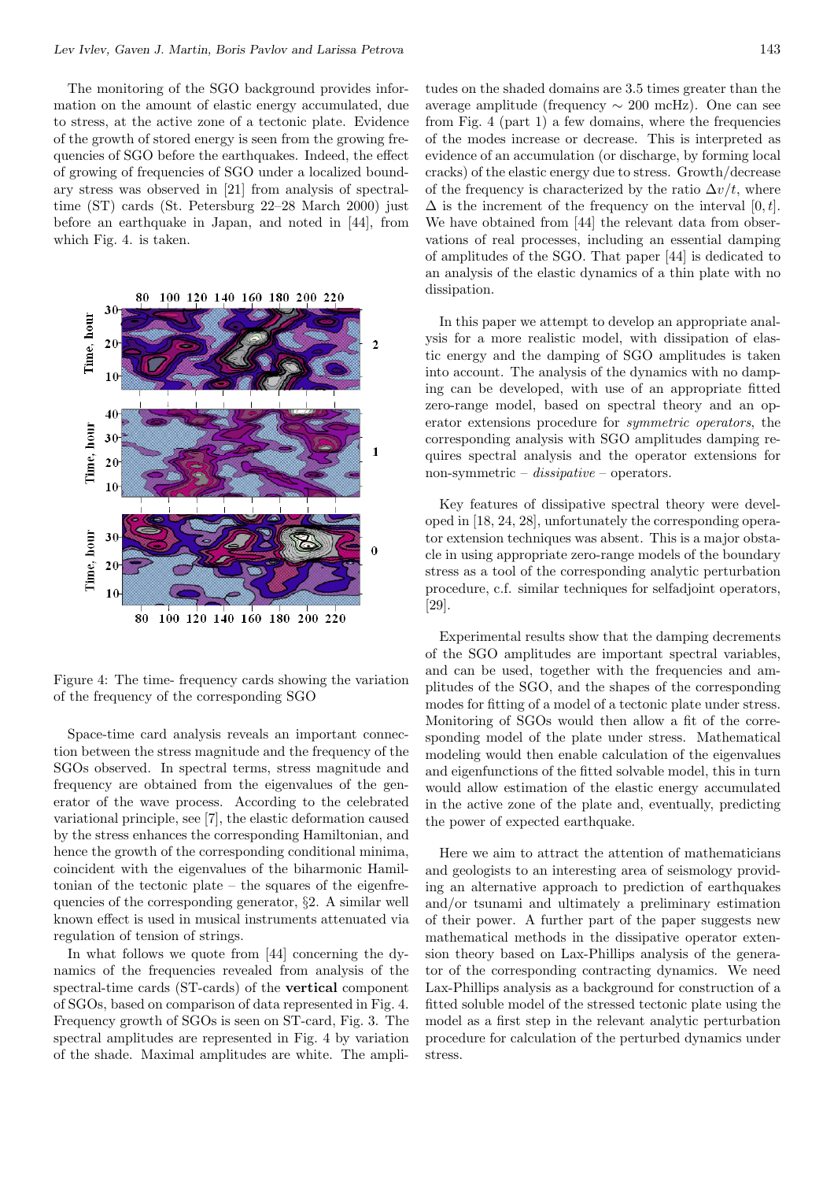The monitoring of the SGO background provides information on the amount of elastic energy accumulated, due to stress, at the active zone of a tectonic plate. Evidence of the growth of stored energy is seen from the growing frequencies of SGO before the earthquakes. Indeed, the effect of growing of frequencies of SGO under a localized boundary stress was observed in [21] from analysis of spectral-time (ST) cards (St. Petersburg 22–28 March 2000) just before an earthquake in Japan, and noted in [44], from which Fig. 4. is taken.

Figure 4: The time- frequency cards showing the variation of the frequency of the corresponding SGO

Space-time card analysis reveals an important connection between the stress magnitude and the frequency of the SGOs observed. In spectral terms, stress magnitude and frequency are obtained from the eigenvalues of the generator of the wave process. According to the celebrated variational principle, see [7], the elastic deformation caused by the stress enhances the corresponding Hamiltonian, and hence the growth of the corresponding conditional minima, coincident with the eigenvalues of the biharmonic Hamiltonian of the tectonic plate – the squares of the eigenfrequencies of the corresponding generator, §2. A similar well known effect is used in musical instruments attenuated via regulation of tension of strings.

In what follows we quote from [44] concerning the dynamics of the frequencies revealed from analysis of the spectral-time cards (ST-cards) of the **vertical** component of SGOs, based on comparison of data represented in Fig. 4. Frequency growth of SGOs is seen on ST-card, Fig. 3. The spectral amplitudes are represented in Fig. 4 by variation of the shade. Maximal amplitudes are white. The amplitudes on the shaded domains are 3.5 times greater than the average amplitude (frequency $\sim$ 200 mcHz). One can see from Fig. 4 (part 1) a few domains, where the frequencies of the modes increase or decrease. This is interpreted as evidence of an accumulation (or discharge, by forming local cracks) of the elastic energy due to stress. Growth/decrease of the frequency is characterized by the ratio $\Delta v/t$, where $\Delta$ is the increment of the frequency on the interval $[0, t]$. We have obtained from [44] the relevant data from observations of real processes, including an essential damping of amplitudes of the SGO. That paper [44] is dedicated to an analysis of the elastic dynamics of a thin plate with no dissipation.

In this paper we attempt to develop an appropriate analysis for a more realistic model, with dissipation of elastic energy and the damping of SGO amplitudes is taken into account. The analysis of the dynamics with no damping can be developed, with use of an appropriate fitted zero-range model, based on spectral theory and an operator extensions procedure for *symmetric operators*, the corresponding analysis with SGO amplitudes damping requires spectral analysis and the operator extensions for non-symmetric – *dissipative* – operators.

Key features of dissipative spectral theory were developed in [18, 24, 28], unfortunately the corresponding operator extension techniques was absent. This is a major obstacle in using appropriate zero-range models of the boundary stress as a tool of the corresponding analytic perturbation procedure, c.f. similar techniques for selfadjoint operators, [29].

Experimental results show that the damping decrements of the SGO amplitudes are important spectral variables, and can be used, together with the frequencies and amplitudes of the SGO, and the shapes of the corresponding modes for fitting of a model of a tectonic plate under stress. Monitoring of SGOs would then allow a fit of the corresponding model of the plate under stress. Mathematical modeling would then enable calculation of the eigenvalues and eigenfunctions of the fitted solvable model, this in turn would allow estimation of the elastic energy accumulated in the active zone of the plate and, eventually, predicting the power of expected earthquake.

Here we aim to attract the attention of mathematicians and geologists to an interesting area of seismology providing an alternative approach to prediction of earthquakes and/or tsunami and ultimately a preliminary estimation of their power. A further part of the paper suggests new mathematical methods in the dissipative operator extension theory based on Lax-Phillips analysis of the generator of the corresponding contracting dynamics. We need Lax-Phillips analysis as a background for construction of a fitted soluble model of the stressed tectonic plate using the model as a first step in the relevant analytic perturbation procedure for calculation of the perturbed dynamics under stress.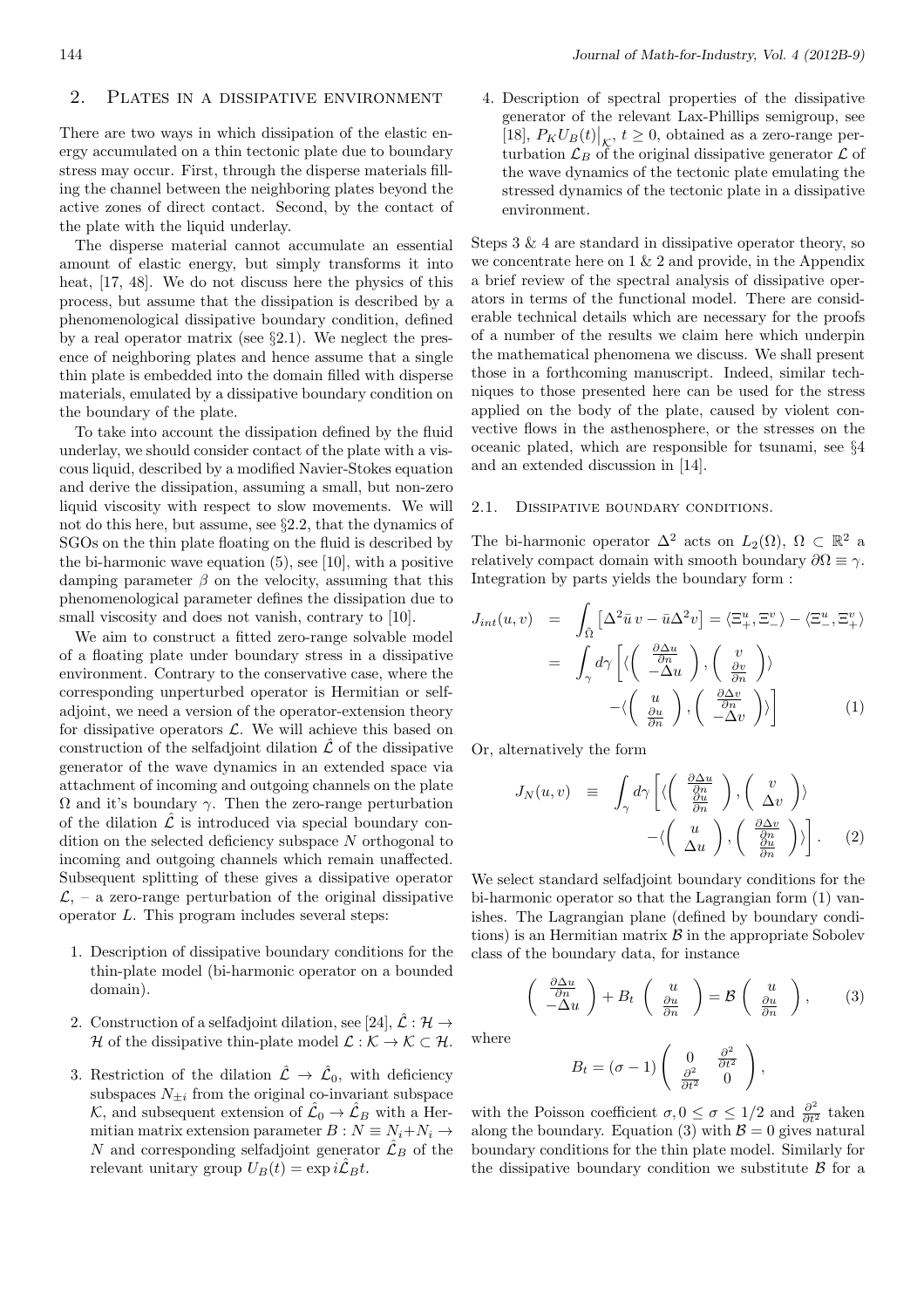## 2. Plates in a dissipative environment

There are two ways in which dissipation of the elastic energy accumulated on a thin tectonic plate due to boundary stress may occur. First, through the disperse materials filling the channel between the neighboring plates beyond the active zones of direct contact. Second, by the contact of the plate with the liquid underlay.

The disperse material cannot accumulate an essential amount of elastic energy, but simply transforms it into heat, [17, 48]. We do not discuss here the physics of this process, but assume that the dissipation is described by a phenomenological dissipative boundary condition, defined by a real operator matrix (see §2.1). We neglect the presence of neighboring plates and hence assume that a single thin plate is embedded into the domain filled with disperse materials, emulated by a dissipative boundary condition on the boundary of the plate.

To take into account the dissipation defined by the fluid underlay, we should consider contact of the plate with a viscous liquid, described by a modified Navier-Stokes equation and derive the dissipation, assuming a small, but non-zero liquid viscosity with respect to slow movements. We will not do this here, but assume, see §2.2, that the dynamics of SGOs on the thin plate floating on the fluid is described by the bi-harmonic wave equation (5), see [10], with a positive damping parameter $\beta$ on the velocity, assuming that this phenomenological parameter defines the dissipation due to small viscosity and does not vanish, contrary to [10].

We aim to construct a fitted zero-range solvable model of a floating plate under boundary stress in a dissipative environment. Contrary to the conservative case, where the corresponding unperturbed operator is Hermitian or selfadjoint, we need a version of the operator-extension theory for dissipative operators $\mathcal{L}$. We will achieve this based on construction of the selfadjoint dilation $\hat{\mathcal{L}}$ of the dissipative generator of the wave dynamics in an extended space via attachment of incoming and outgoing channels on the plate $\Omega$ and it's boundary $\gamma$. Then the zero-range perturbation of the dilation $\hat{\mathcal{L}}$ is introduced via special boundary condition on the selected deficiency subspace $N$ orthogonal to incoming and outgoing channels which remain unaffected. Subsequent splitting of these gives a dissipative operator $\mathcal{L}$, – a zero-range perturbation of the original dissipative operator $L$. This program includes several steps:

1. Description of dissipative boundary conditions for the thin-plate model (bi-harmonic operator on a bounded domain).
2. Construction of a selfadjoint dilation, see [24], $\hat{\mathcal{L}} : \mathcal{H} \to \mathcal{H}$ of the dissipative thin-plate model $\mathcal{L} : \mathcal{K} \to \mathcal{K} \subset \mathcal{H}$.
3. Restriction of the dilation $\hat{\mathcal{L}} \to \hat{\mathcal{L}}_0$, with deficiency subspaces $N_{\pm i}$ from the original co-invariant subspace $\mathcal{K}$, and subsequent extension of $\hat{\mathcal{L}}_0 \to \hat{\mathcal{L}}_B$ with a Hermitian matrix extension parameter $B : N \equiv N_i \dot{+} N_i \to N$ and corresponding selfadjoint generator $\hat{\mathcal{L}}_B$ of the relevant unitary group $U_B(t) = \exp i\hat{\mathcal{L}}_B t$.
4. Description of spectral properties of the dissipative generator of the relevant Lax-Phillips semigroup, see [18], $P_K U_B(t)\big|_{\mathcal{K}}$, $t \geq 0$, obtained as a zero-range perturbation $\mathcal{L}_B$ of the original dissipative generator $\mathcal{L}$ of the wave dynamics of the tectonic plate emulating the stressed dynamics of the tectonic plate in a dissipative environment.

Steps 3 & 4 are standard in dissipative operator theory, so we concentrate here on 1 & 2 and provide, in the Appendix a brief review of the spectral analysis of dissipative operators in terms of the functional model. There are considerable technical details which are necessary for the proofs of a number of the results we claim here which underpin the mathematical phenomena we discuss. We shall present those in a forthcoming manuscript. Indeed, similar techniques to those presented here can be used for the stress applied on the body of the plate, caused by violent convective flows in the asthenosphere, or the stresses on the oceanic plated, which are responsible for tsunami, see §4 and an extended discussion in [14].

### 2.1. Dissipative boundary conditions.

The bi-harmonic operator $\Delta^2$ acts on $L_2(\Omega)$, $\Omega \subset \mathbb{R}^2$ a relatively compact domain with smooth boundary $\partial\Omega \equiv \gamma$. Integration by parts yields the boundary form :

$$
\begin{aligned}
J_{int}(u,v) &= \int_{\bar{\Omega}} \left[\Delta^2 \bar{u}\, v - \bar{u} \Delta^2 v\right] = \langle \Xi_+^u, \Xi_-^v \rangle - \langle \Xi_-^u, \Xi_+^v \rangle \\
&= \int_\gamma d\gamma \left[ \langle \begin{pmatrix} \frac{\partial \Delta u}{\partial n} \\ -\Delta u \end{pmatrix}, \begin{pmatrix} v \\ \frac{\partial v}{\partial n} \end{pmatrix} \rangle \right. \\
&\quad \left. - \langle \begin{pmatrix} u \\ \frac{\partial u}{\partial n} \end{pmatrix}, \begin{pmatrix} \frac{\partial \Delta v}{\partial n} \\ -\Delta v \end{pmatrix} \rangle \right] \qquad (1)
\end{aligned}
$$

Or, alternatively the form

$$
\begin{aligned}
J_N(u,v) &\equiv \int_\gamma d\gamma \left[ \langle \begin{pmatrix} \frac{\partial \Delta u}{\partial n} \\ \frac{\partial u}{\partial n} \end{pmatrix}, \begin{pmatrix} v \\ \Delta v \end{pmatrix} \rangle \right. \\
&\quad \left. - \langle \begin{pmatrix} u \\ \Delta u \end{pmatrix}, \begin{pmatrix} \frac{\partial \Delta v}{\partial n} \\ \frac{\partial u}{\partial n} \end{pmatrix} \rangle \right]. \qquad (2)
\end{aligned}
$$

We select standard selfadjoint boundary conditions for the bi-harmonic operator so that the Lagrangian form (1) vanishes. The Lagrangian plane (defined by boundary conditions) is an Hermitian matrix $\mathcal{B}$ in the appropriate Sobolev class of the boundary data, for instance

$$
\begin{pmatrix} \frac{\partial \Delta u}{\partial n} \\ -\Delta u \end{pmatrix} + B_t \begin{pmatrix} u \\ \frac{\partial u}{\partial n} \end{pmatrix} = \mathcal{B} \begin{pmatrix} u \\ \frac{\partial u}{\partial n} \end{pmatrix}, \qquad (3)
$$

where

$$
B_t = (\sigma - 1) \begin{pmatrix} 0 & \frac{\partial^2}{\partial t^2} \\ \frac{\partial^2}{\partial t^2} & 0 \end{pmatrix},
$$

with the Poisson coefficient $\sigma, 0 \leq \sigma \leq 1/2$ and $\frac{\partial^2}{\partial t^2}$ taken along the boundary. Equation (3) with $\mathcal{B} = 0$ gives natural boundary conditions for the thin plate model. Similarly for the dissipative boundary condition we substitute $\mathcal{B}$ for a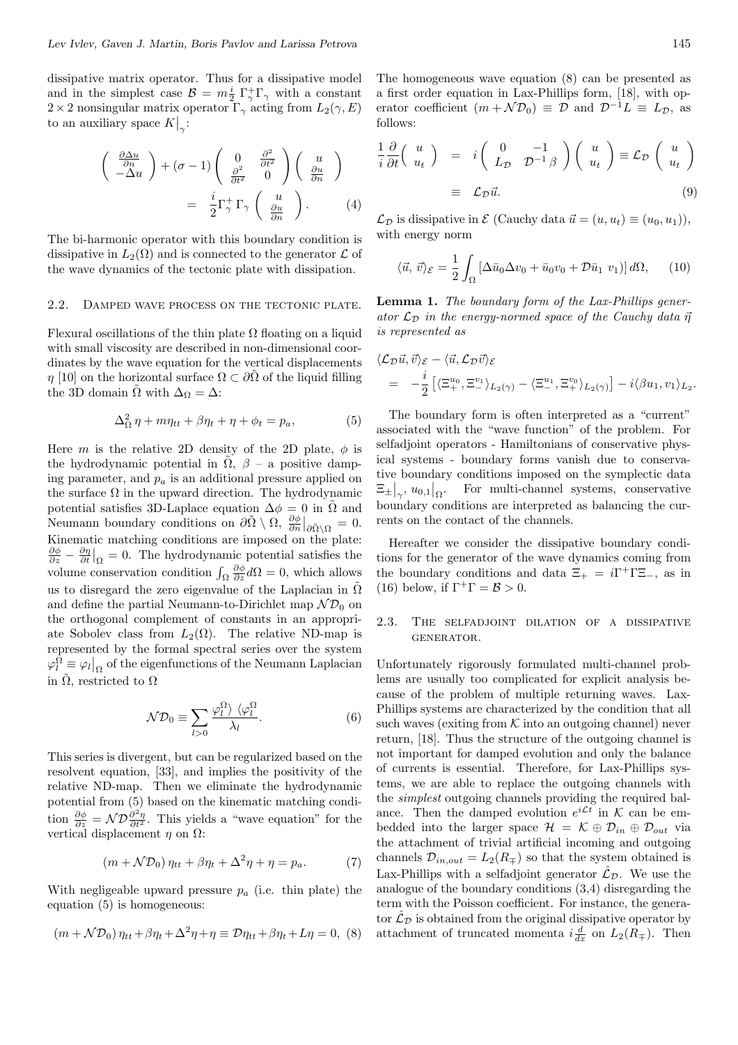dissipative matrix operator. Thus for a dissipative model and in the simplest case $\mathcal{B} = m\frac{i}{2}\,\Gamma_\gamma^+\Gamma_\gamma$ with a constant $2\times 2$ nonsingular matrix operator $\Gamma_\gamma$ acting from $L_2(\gamma, E)$ to an auxiliary space $K\big|_\gamma$:

$$
\begin{pmatrix} \frac{\partial \Delta u}{\partial n} \\ -\Delta u \end{pmatrix} + (\sigma - 1)\begin{pmatrix} 0 & \frac{\partial^2}{\partial t^2} \\ \frac{\partial^2}{\partial t^2} & 0 \end{pmatrix}\begin{pmatrix} u \\ \frac{\partial u}{\partial n} \end{pmatrix} = \frac{i}{2}\Gamma_\gamma^+\,\Gamma_\gamma\begin{pmatrix} u \\ \frac{\partial u}{\partial n} \end{pmatrix}. \quad (4)
$$

The bi-harmonic operator with this boundary condition is dissipative in $L_2(\Omega)$ and is connected to the generator $\mathcal{L}$ of the wave dynamics of the tectonic plate with dissipation.

### 2.2. Damped wave process on the tectonic plate.

Flexural oscillations of the thin plate $\Omega$ floating on a liquid with small viscosity are described in non-dimensional coordinates by the wave equation for the vertical displacements $\eta$ [10] on the horizontal surface $\Omega \subset \partial\tilde{\Omega}$ of the liquid filling the 3D domain $\tilde{\Omega}$ with $\Delta_\Omega = \Delta$:

$$
\Delta_\Omega^2\,\eta + m\eta_{tt} + \beta\eta_t + \eta + \phi_t = p_a, \quad (5)
$$

Here $m$ is the relative 2D density of the 2D plate, $\phi$ is the hydrodynamic potential in $\tilde{\Omega}$, $\beta$ – a positive damping parameter, and $p_a$ is an additional pressure applied on the surface $\Omega$ in the upward direction. The hydrodynamic potential satisfies 3D-Laplace equation $\Delta\phi = 0$ in $\tilde{\Omega}$ and Neumann boundary conditions on $\partial\tilde{\Omega}\setminus\Omega$, $\frac{\partial\phi}{\partial n}\big|_{\partial\tilde{\Omega}\setminus\Omega} = 0$. Kinematic matching conditions are imposed on the plate: $\frac{\partial\phi}{\partial z} - \frac{\partial\eta}{\partial t}\big|_\Omega = 0$. The hydrodynamic potential satisfies the volume conservation condition $\int_\Omega \frac{\partial\phi}{\partial z} d\Omega = 0$, which allows us to disregard the zero eigenvalue of the Laplacian in $\tilde{\Omega}$ and define the partial Neumann-to-Dirichlet map $\mathcal{ND}_0$ on the orthogonal complement of constants in an appropriate Sobolev class from $L_2(\Omega)$. The relative ND-map is represented by the formal spectral series over the system $\varphi_l^\Omega \equiv \varphi_l\big|_\Omega$ of the eigenfunctions of the Neumann Laplacian in $\tilde{\Omega}$, restricted to $\Omega$

$$
\mathcal{ND}_0 \equiv \sum_{l>0}\frac{\varphi_l^\Omega\rangle\,\langle\varphi_l^\Omega}{\lambda_l}. \quad (6)
$$

This series is divergent, but can be regularized based on the resolvent equation, [33], and implies the positivity of the relative ND-map. Then we eliminate the hydrodynamic potential from (5) based on the kinematic matching condition $\frac{\partial\phi}{\partial z} = \mathcal{ND}\frac{\partial^2\eta}{\partial t^2}$. This yields a "wave equation" for the vertical displacement $\eta$ on $\Omega$:

$$
(m + \mathcal{ND}_0)\,\eta_{tt} + \beta\eta_t + \Delta^2\eta + \eta = p_a. \quad (7)
$$

With negligeable upward pressure $p_a$ (i.e. thin plate) the equation (5) is homogeneous:

$$
(m + \mathcal{ND}_0)\,\eta_{tt} + \beta\eta_t + \Delta^2\eta + \eta \equiv \mathcal{D}\eta_{tt} + \beta\eta_t + L\eta = 0, \quad (8)
$$

The homogeneous wave equation (8) can be presented as a first order equation in Lax-Phillips form, [18], with operator coefficient $(m + \mathcal{ND}_0) \equiv \mathcal{D}$ and $\mathcal{D}^{-1}L \equiv L_\mathcal{D}$, as follows:

$$
\begin{aligned}
\frac{1}{i}\frac{\partial}{\partial t}\begin{pmatrix} u \\ u_t \end{pmatrix} &= i\begin{pmatrix} 0 & -1 \\ L_\mathcal{D} & \mathcal{D}^{-1}\beta \end{pmatrix}\begin{pmatrix} u \\ u_t \end{pmatrix} \equiv \mathcal{L}_\mathcal{D}\begin{pmatrix} u \\ u_t \end{pmatrix} \\
&\equiv \mathcal{L}_\mathcal{D}\vec{u}. \quad (9)
\end{aligned}
$$

$\mathcal{L}_\mathcal{D}$ is dissipative in $\mathcal{E}$ (Cauchy data $\vec{u} = (u, u_t) \equiv (u_0, u_1)$), with energy norm

$$
\langle\vec{u},\,\vec{v}\rangle_\mathcal{E} = \frac{1}{2}\int_\Omega\left[\Delta\bar{u}_0\Delta v_0 + \bar{u}_0 v_0 + \mathcal{D}\bar{u}_1\,v_1\right]d\Omega, \quad (10)
$$

**Lemma 1.** *The boundary form of the Lax-Phillips generator $\mathcal{L}_\mathcal{D}$ in the energy-normed space of the Cauchy data $\vec{\eta}$ is represented as*

$$
\begin{aligned}
&\langle\mathcal{L}_\mathcal{D}\vec{u},\vec{v}\rangle_\mathcal{E} - \langle\vec{u},\mathcal{L}_\mathcal{D}\vec{v}\rangle_\mathcal{E} \\
&= -\frac{i}{2}\left[\langle\Xi_+^{u_0},\Xi_-^{v_1}\rangle_{L_2(\gamma)} - \langle\Xi_-^{u_1},\Xi_+^{v_0}\rangle_{L_2(\gamma)}\right] - i\langle\beta u_1, v_1\rangle_{L_2}.
\end{aligned}
$$

The boundary form is often interpreted as a "current" associated with the "wave function" of the problem. For selfadjoint operators - Hamiltonians of conservative physical systems - boundary forms vanish due to conservative boundary conditions imposed on the symplectic data $\Xi_\pm\big|_\gamma$, $u_{0,1}\big|_\Omega$. For multi-channel systems, conservative boundary conditions are interpreted as balancing the currents on the contact of the channels.

Hereafter we consider the dissipative boundary conditions for the generator of the wave dynamics coming from the boundary conditions and data $\Xi_+ = i\Gamma^+\Gamma\Xi_-$, as in (16) below, if $\Gamma^+\Gamma = \mathcal{B} > 0$.

### 2.3. The selfadjoint dilation of a dissipative generator.

Unfortunately rigorously formulated multi-channel problems are usually too complicated for explicit analysis because of the problem of multiple returning waves. Lax-Phillips systems are characterized by the condition that all such waves (exiting from $\mathcal{K}$ into an outgoing channel) never return, [18]. Thus the structure of the outgoing channel is not important for damped evolution and only the balance of currents is essential. Therefore, for Lax-Phillips systems, we are able to replace the outgoing channels with the *simplest* outgoing channels providing the required balance. Then the damped evolution $e^{i\mathcal{L}t}$ in $\mathcal{K}$ can be embedded into the larger space $\mathcal{H} = \mathcal{K}\oplus\mathcal{D}_{in}\oplus\mathcal{D}_{out}$ via the attachment of trivial artificial incoming and outgoing channels $\mathcal{D}_{in,out} = L_2(R_\mp)$ so that the system obtained is Lax-Phillips with a selfadjoint generator $\hat{\mathcal{L}}_\mathcal{D}$. We use the analogue of the boundary conditions (3,4) disregarding the term with the Poisson coefficient. For instance, the generator $\hat{\mathcal{L}}_\mathcal{D}$ is obtained from the original dissipative operator by attachment of truncated momenta $i\frac{d}{dx}$ on $L_2(R_\mp)$. Then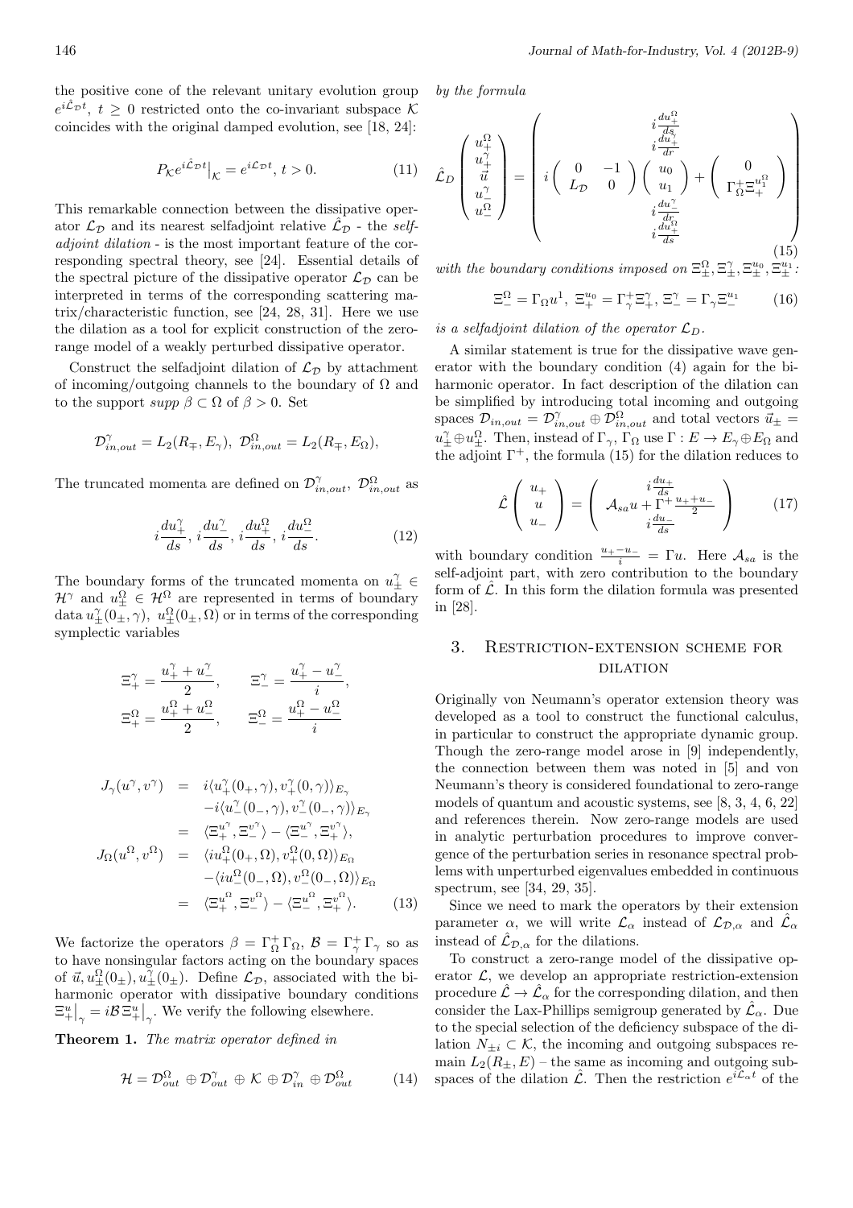the positive cone of the relevant unitary evolution group $e^{i\hat{\mathcal{L}}_{\mathcal{D}}t}$, $t \geq 0$ restricted onto the co-invariant subspace $\mathcal{K}$ coincides with the original damped evolution, see [18, 24]:

$$P_{\mathcal{K}} e^{i\hat{\mathcal{L}}_{\mathcal{D}}t}\big|_{\mathcal{K}} = e^{i\mathcal{L}_{\mathcal{D}}t},\; t > 0. \qquad (11)$$

This remarkable connection between the dissipative operator $\mathcal{L}_{\mathcal{D}}$ and its nearest selfadjoint relative $\hat{\mathcal{L}}_{\mathcal{D}}$ - the *selfadjoint dilation* - is the most important feature of the corresponding spectral theory, see [24]. Essential details of the spectral picture of the dissipative operator $\mathcal{L}_{\mathcal{D}}$ can be interpreted in terms of the corresponding scattering matrix/characteristic function, see [24, 28, 31]. Here we use the dilation as a tool for explicit construction of the zero-range model of a weakly perturbed dissipative operator.

Construct the selfadjoint dilation of $\mathcal{L}_{\mathcal{D}}$ by attachment of incoming/outgoing channels to the boundary of $\Omega$ and to the support $supp\, \beta \subset \Omega$ of $\beta > 0$. Set

$$\mathcal{D}^{\gamma}_{in,out} = L_2(R_{\mp}, E_{\gamma}),\; \mathcal{D}^{\Omega}_{in,out} = L_2(R_{\mp}, E_{\Omega}),$$

The truncated momenta are defined on $\mathcal{D}^{\gamma}_{in,out}$, $\mathcal{D}^{\Omega}_{in,out}$ as

$$i\frac{du^{\gamma}_{+}}{ds},\, i\frac{du^{\gamma}_{-}}{ds},\, i\frac{du^{\Omega}_{+}}{ds},\, i\frac{du^{\Omega}_{-}}{ds}. \qquad (12)$$

The boundary forms of the truncated momenta on $u^{\gamma}_{\pm} \in \mathcal{H}^{\gamma}$ and $u^{\Omega}_{\pm} \in \mathcal{H}^{\Omega}$ are represented in terms of boundary data $u^{\gamma}_{\pm}(0_{\pm}, \gamma)$, $u^{\Omega}_{\pm}(0_{\pm}, \Omega)$ or in terms of the corresponding symplectic variables

$$\Xi^{\gamma}_{+} = \frac{u^{\gamma}_{+} + u^{\gamma}_{-}}{2}, \qquad \Xi^{\gamma}_{-} = \frac{u^{\gamma}_{+} - u^{\gamma}_{-}}{i},$$
$$\Xi^{\Omega}_{+} = \frac{u^{\Omega}_{+} + u^{\Omega}_{-}}{2}, \qquad \Xi^{\Omega}_{-} = \frac{u^{\Omega}_{+} - u^{\Omega}_{-}}{i}$$

$$\begin{aligned} J_{\gamma}(u^{\gamma}, v^{\gamma}) &= i\langle u^{\gamma}_{+}(0_{+},\gamma), v^{\gamma}_{+}(0,\gamma)\rangle_{E_{\gamma}} \\ &\quad - i\langle u^{\gamma}_{-}(0_{-},\gamma), v^{\gamma}_{-}(0_{-},\gamma)\rangle_{E_{\gamma}} \\ &= \langle \Xi^{u^{\gamma}}_{+}, \Xi^{v^{\gamma}}_{-}\rangle - \langle \Xi^{u^{\gamma}}_{-}, \Xi^{v^{\gamma}}_{+}\rangle, \\ J_{\Omega}(u^{\Omega}, v^{\Omega}) &= \langle iu^{\Omega}_{+}(0_{+},\Omega), v^{\Omega}_{+}(0,\Omega)\rangle_{E_{\Omega}} \\ &\quad - \langle iu^{\Omega}_{-}(0_{-},\Omega), v^{\Omega}_{-}(0_{-},\Omega)\rangle_{E_{\Omega}} \\ &= \langle \Xi^{u^{\Omega}}_{+}, \Xi^{v^{\Omega}}_{-}\rangle - \langle \Xi^{u^{\Omega}}_{-}, \Xi^{v^{\Omega}}_{+}\rangle. \end{aligned} \qquad (13)$$

We factorize the operators $\beta = \Gamma^{+}_{\Omega}\Gamma_{\Omega}$, $\mathcal{B} = \Gamma^{+}_{\gamma}\Gamma_{\gamma}$ so as to have nonsingular factors acting on the boundary spaces of $\vec{u}, u^{\Omega}_{\pm}(0_{\pm}), u^{\gamma}_{\pm}(0_{\pm})$. Define $\mathcal{L}_{\mathcal{D}}$, associated with the biharmonic operator with dissipative boundary conditions $\Xi^{u}_{+}\big|_{\gamma} = i\mathcal{B}\,\Xi^{u}_{+}\big|_{\gamma}$. We verify the following elsewhere.

**Theorem 1.** *The matrix operator defined in*

$$\mathcal{H} = \mathcal{D}^{\Omega}_{out} \oplus \mathcal{D}^{\gamma}_{out} \oplus \mathcal{K} \oplus \mathcal{D}^{\gamma}_{in} \oplus \mathcal{D}^{\Omega}_{out} \qquad (14)$$

*by the formula*

$$\hat{\mathcal{L}}_{D}\begin{pmatrix} u^{\Omega}_{+} \\ u^{\gamma}_{+} \\ \vec{u} \\ u^{\gamma}_{-} \\ u^{\Omega}_{-}\end{pmatrix} = \begin{pmatrix} i\frac{du^{\Omega}_{+}}{ds} \\ i\frac{du^{\gamma}_{+}}{dr} \\ i\begin{pmatrix} 0 & -1 \\ L_{\mathcal{D}} & 0\end{pmatrix}\begin{pmatrix} u_0 \\ u_1\end{pmatrix} + \begin{pmatrix} 0 \\ \Gamma^{+}_{\Omega}\Xi^{u^{\Omega}_{1}}_{+}\end{pmatrix} \\ i\frac{du^{\gamma}_{-}}{dr} \\ i\frac{du^{\Omega}_{+}}{ds}\end{pmatrix} \qquad (15)$$

*with the boundary conditions imposed on $\Xi^{\Omega}_{\pm}, \Xi^{\gamma}_{\pm}, \Xi^{u_0}_{\pm}, \Xi^{u_1}_{\pm}$:*

$$\Xi^{\Omega}_{-} = \Gamma_{\Omega} u^{1},\; \Xi^{u_0}_{+} = \Gamma^{+}_{\gamma}\Xi^{\gamma}_{+},\; \Xi^{\gamma}_{-} = \Gamma_{\gamma}\Xi^{u_1}_{-} \qquad (16)$$

*is a selfadjoint dilation of the operator $\mathcal{L}_{D}$.*

A similar statement is true for the dissipative wave generator with the boundary condition (4) again for the biharmonic operator. In fact description of the dilation can be simplified by introducing total incoming and outgoing spaces $\mathcal{D}_{in,out} = \mathcal{D}^{\gamma}_{in,out} \oplus \mathcal{D}^{\Omega}_{in,out}$ and total vectors $\vec{u}_{\pm} = u^{\gamma}_{\pm} \oplus u^{\Omega}_{\pm}$. Then, instead of $\Gamma_{\gamma}$, $\Gamma_{\Omega}$ use $\Gamma : E \to E_{\gamma} \oplus E_{\Omega}$ and the adjoint $\Gamma^{+}$, the formula (15) for the dilation reduces to

$$\hat{\mathcal{L}}\begin{pmatrix} u_{+} \\ u \\ u_{-}\end{pmatrix} = \begin{pmatrix} i\frac{du_{+}}{ds} \\ \mathcal{A}_{sa}u + \Gamma^{+}\frac{u_{+}+u_{-}}{2} \\ i\frac{du_{-}}{ds}\end{pmatrix} \qquad (17)$$

with boundary condition $\frac{u_{+}-u_{-}}{i} = \Gamma u$. Here $\mathcal{A}_{sa}$ is the self-adjoint part, with zero contribution to the boundary form of $\hat{\mathcal{L}}$. In this form the dilation formula was presented in [28].

## 3. Restriction-extension scheme for dilation

Originally von Neumann's operator extension theory was developed as a tool to construct the functional calculus, in particular to construct the appropriate dynamic group. Though the zero-range model arose in [9] independently, the connection between them was noted in [5] and von Neumann's theory is considered foundational to zero-range models of quantum and acoustic systems, see [8, 3, 4, 6, 22] and references therein. Now zero-range models are used in analytic perturbation procedures to improve convergence of the perturbation series in resonance spectral problems with unperturbed eigenvalues embedded in continuous spectrum, see [34, 29, 35].

Since we need to mark the operators by their extension parameter $\alpha$, we will write $\mathcal{L}_{\alpha}$ instead of $\mathcal{L}_{\mathcal{D},\alpha}$ and $\hat{\mathcal{L}}_{\alpha}$ instead of $\hat{\mathcal{L}}_{\mathcal{D},\alpha}$ for the dilations.

To construct a zero-range model of the dissipative operator $\mathcal{L}$, we develop an appropriate restriction-extension procedure $\hat{\mathcal{L}} \to \hat{\mathcal{L}}_{\alpha}$ for the corresponding dilation, and then consider the Lax-Phillips semigroup generated by $\hat{\mathcal{L}}_{\alpha}$. Due to the special selection of the deficiency subspace of the dilation $N_{\pm i} \subset \mathcal{K}$, the incoming and outgoing subspaces remain $L_2(R_{\pm}, E)$ – the same as incoming and outgoing subspaces of the dilation $\hat{\mathcal{L}}$. Then the restriction $e^{i\hat{\mathcal{L}}_{\alpha}t}$ of the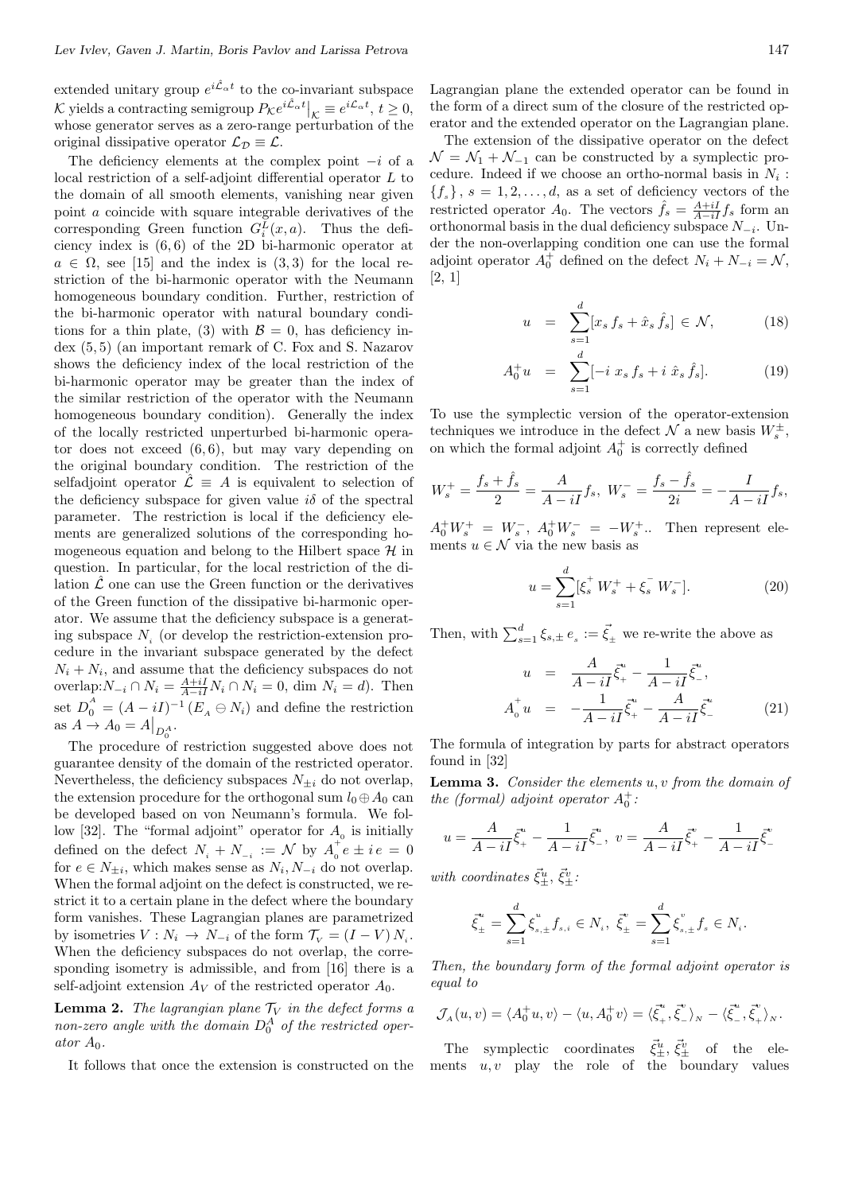extended unitary group $e^{i\hat{\mathcal{L}}_\alpha t}$ to the co-invariant subspace $\mathcal{K}$ yields a contracting semigroup $P_{\mathcal{K}} e^{i\hat{\mathcal{L}}_\alpha t}\big|_{\mathcal{K}} \equiv e^{i\mathcal{L}_\alpha t}$, $t \geq 0$, whose generator serves as a zero-range perturbation of the original dissipative operator $\mathcal{L}_{\mathcal{D}} \equiv \mathcal{L}$.

The deficiency elements at the complex point $-i$ of a local restriction of a self-adjoint differential operator $L$ to the domain of all smooth elements, vanishing near given point $a$ coincide with square integrable derivatives of the corresponding Green function $G_i^L(x,a)$. Thus the deficiency index is $(6,6)$ of the 2D bi-harmonic operator at $a \in \Omega$, see [15] and the index is $(3,3)$ for the local restriction of the bi-harmonic operator with the Neumann homogeneous boundary condition. Further, restriction of the bi-harmonic operator with natural boundary conditions for a thin plate, (3) with $\mathcal{B} = 0$, has deficiency index $(5,5)$ (an important remark of C. Fox and S. Nazarov shows the deficiency index of the local restriction of the bi-harmonic operator may be greater than the index of the similar restriction of the operator with the Neumann homogeneous boundary condition). Generally the index of the locally restricted unperturbed bi-harmonic operator does not exceed $(6,6)$, but may vary depending on the original boundary condition. The restriction of the selfadjoint operator $\hat{\mathcal{L}} \equiv A$ is equivalent to selection of the deficiency subspace for given value $i\delta$ of the spectral parameter. The restriction is local if the deficiency elements are generalized solutions of the corresponding homogeneous equation and belong to the Hilbert space $\mathcal{H}$ in question. In particular, for the local restriction of the dilation $\hat{\mathcal{L}}$ one can use the Green function or the derivatives of the Green function of the dissipative bi-harmonic operator. We assume that the deficiency subspace is a generating subspace $N_i$ (or develop the restriction-extension procedure in the invariant subspace generated by the defect $N_i + N_i$, and assume that the deficiency subspaces do not overlap: $N_{-i} \cap N_i = \frac{A+iI}{A-iI} N_i \cap N_i = 0$, $\dim N_i = d$). Then set $D_0^A = (A - iI)^{-1}(E_A \ominus N_i)$ and define the restriction as $A \to A_0 = A\big|_{D_0^A}$.

The procedure of restriction suggested above does not guarantee density of the domain of the restricted operator. Nevertheless, the deficiency subspaces $N_{\pm i}$ do not overlap, the extension procedure for the orthogonal sum $l_0 \oplus A_0$ can be developed based on von Neumann's formula. We follow [32]. The "formal adjoint" operator for $A_0$ is initially defined on the defect $N_i + N_{-i} := \mathcal{N}$ by $A_0^+ e \pm i e = 0$ for $e \in N_{\pm i}$, which makes sense as $N_i, N_{-i}$ do not overlap. When the formal adjoint on the defect is constructed, we restrict it to a certain plane in the defect where the boundary form vanishes. These Lagrangian planes are parametrized by isometries $V : N_i \to N_{-i}$ of the form $\mathcal{T}_V = (I - V) N_i$. When the deficiency subspaces do not overlap, the corresponding isometry is admissible, and from [16] there is a self-adjoint extension $A_V$ of the restricted operator $A_0$.

**Lemma 2.** *The lagrangian plane $\mathcal{T}_V$ in the defect forms a non-zero angle with the domain $D_0^A$ of the restricted operator $A_0$.*

It follows that once the extension is constructed on the Lagrangian plane the extended operator can be found in the form of a direct sum of the closure of the restricted operator and the extended operator on the Lagrangian plane.

The extension of the dissipative operator on the defect $\mathcal{N} = \mathcal{N}_1 + \mathcal{N}_{-1}$ can be constructed by a symplectic procedure. Indeed if we choose an ortho-normal basis in $N_i$ : $\{f_s\}$, $s = 1, 2, \dots, d$, as a set of deficiency vectors of the restricted operator $A_0$. The vectors $\hat{f}_s = \frac{A+iI}{A-iI} f_s$ form an orthonormal basis in the dual deficiency subspace $N_{-i}$. Under the non-overlapping condition one can use the formal adjoint operator $A_0^+$ defined on the defect $N_i + N_{-i} = \mathcal{N}$, [2, 1]

$$u = \sum_{s=1}^{d} [x_s f_s + \hat{x}_s \hat{f}_s] \in \mathcal{N}, \tag{18}$$

$$A_0^+ u = \sum_{s=1}^{d} [-i\, x_s f_s + i\, \hat{x}_s \hat{f}_s]. \tag{19}$$

To use the symplectic version of the operator-extension techniques we introduce in the defect $\mathcal{N}$ a new basis $W_s^{\pm}$, on which the formal adjoint $A_0^+$ is correctly defined

$$W_s^+ = \frac{f_s + \hat{f}_s}{2} = \frac{A}{A - iI} f_s, \; W_s^- = \frac{f_s - \hat{f}_s}{2i} = -\frac{I}{A - iI} f_s,$$

$A_0^+ W_s^+ = W_s^-$, $A_0^+ W_s^- = -W_s^+$.. Then represent elements $u \in \mathcal{N}$ via the new basis as

$$u = \sum_{s=1}^{d} [\xi_s^+ W_s^+ + \xi_s^- W_s^-]. \tag{20}$$

Then, with $\sum_{s=1}^{d} \xi_{s,\pm} e_s := \vec{\xi}_{\pm}$ we re-write the above as

$$u = \frac{A}{A - iI} \vec{\xi}_+^u - \frac{1}{A - iI} \vec{\xi}_-^u,$$

$$A_0^+ u = -\frac{1}{A - iI} \vec{\xi}_+^u - \frac{A}{A - iI} \vec{\xi}_-^u \tag{21}$$

The formula of integration by parts for abstract operators found in [32]

**Lemma 3.** *Consider the elements $u, v$ from the domain of the (formal) adjoint operator $A_0^+$:*

$$u = \frac{A}{A - iI} \vec{\xi}_+^u - \frac{1}{A - iI} \vec{\xi}_-^u, \; v = \frac{A}{A - iI} \vec{\xi}_+^v - \frac{1}{A - iI} \vec{\xi}_-^v$$

*with coordinates $\vec{\xi}_{\pm}^u$, $\vec{\xi}_{\pm}^v$:*

$$\vec{\xi}_{\pm}^u = \sum_{s=1}^{d} \xi_{s,\pm}^u f_{s,i} \in N_i, \; \vec{\xi}_{\pm}^v = \sum_{s=1}^{d} \xi_{s,\pm}^v f_s \in N_i.$$

*Then, the boundary form of the formal adjoint operator is equal to*

$$\mathcal{J}_A(u,v) = \langle A_0^+ u, v \rangle - \langle u, A_0^+ v \rangle = \langle \vec{\xi}_+^u, \vec{\xi}_-^v \rangle_N - \langle \vec{\xi}_-^u, \vec{\xi}_+^v \rangle_N.$$

The symplectic coordinates $\vec{\xi}_{\pm}^u, \vec{\xi}_{\pm}^v$ of the elements $u, v$ play the role of the boundary values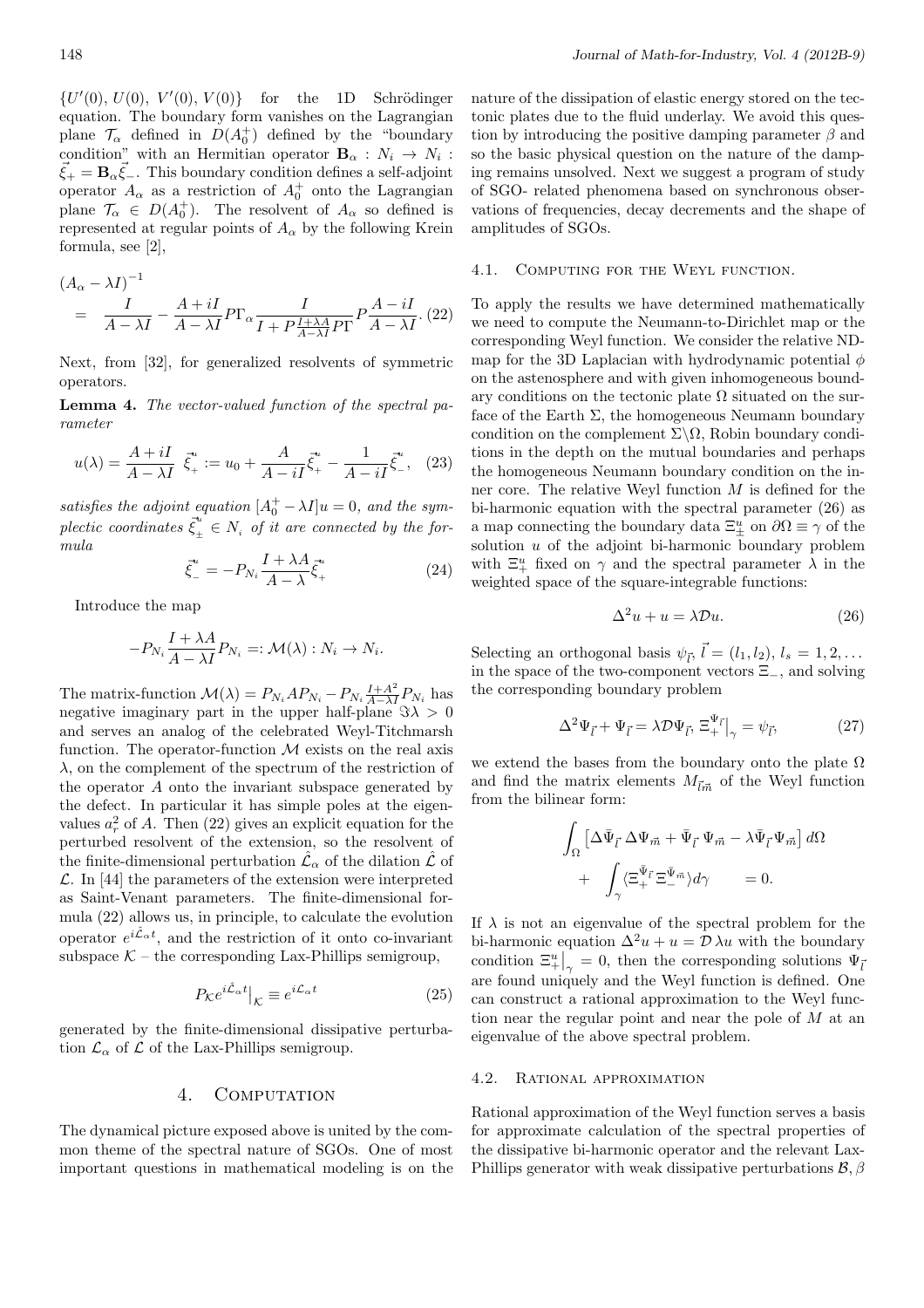$\{U'(0),\, U(0),\, V'(0),\, V(0)\}$ for the 1D Schrödinger equation. The boundary form vanishes on the Lagrangian plane $\mathcal{T}_\alpha$ defined in $D(A_0^+)$ defined by the "boundary condition" with an Hermitian operator $\mathbf{B}_\alpha : N_i \to N_i$ : $\vec{\xi}_+ = \mathbf{B}_\alpha \vec{\xi}_-$. This boundary condition defines a self-adjoint operator $A_\alpha$ as a restriction of $A_0^+$ onto the Lagrangian plane $\mathcal{T}_\alpha \in D(A_0^+)$. The resolvent of $A_\alpha$ so defined is represented at regular points of $A_\alpha$ by the following Krein formula, see [2],

$$
\begin{aligned}
&(A_\alpha - \lambda I)^{-1} \\
&= \frac{I}{A - \lambda I} - \frac{A + iI}{A - \lambda I} P \Gamma_\alpha \frac{I}{I + P \frac{I + \lambda A}{A - \lambda I} P \Gamma} P \frac{A - iI}{A - \lambda I}. \quad (22)
\end{aligned}
$$

Next, from [32], for generalized resolvents of symmetric operators.

**Lemma 4.** *The vector-valued function of the spectral parameter*

$$
u(\lambda) = \frac{A + iI}{A - \lambda I}\ \vec{\xi}_+^u := u_0 + \frac{A}{A - iI} \vec{\xi}_+^u - \frac{1}{A - iI} \vec{\xi}_-^u, \quad (23)
$$

*satisfies the adjoint equation $[A_0^+ - \lambda I]u = 0$, and the symplectic coordinates $\vec{\xi}_\pm^u \in N_i$ of it are connected by the formula*

$$
\vec{\xi}_-^u = -P_{N_i} \frac{I + \lambda A}{A - \lambda} \vec{\xi}_+^u \quad (24)
$$

Introduce the map

$$
-P_{N_i} \frac{I + \lambda A}{A - \lambda I} P_{N_i} =: \mathcal{M}(\lambda) : N_i \to N_i.
$$

The matrix-function $\mathcal{M}(\lambda) = P_{N_i} A P_{N_i} - P_{N_i} \frac{I + A^2}{A - \lambda I} P_{N_i}$ has negative imaginary part in the upper half-plane $\Im\lambda > 0$ and serves an analog of the celebrated Weyl-Titchmarsh function. The operator-function $\mathcal{M}$ exists on the real axis $\lambda$, on the complement of the spectrum of the restriction of the operator $A$ onto the invariant subspace generated by the defect. In particular it has simple poles at the eigenvalues $a_r^2$ of $A$. Then (22) gives an explicit equation for the perturbed resolvent of the extension, so the resolvent of the finite-dimensional perturbation $\hat{\mathcal{L}}_\alpha$ of the dilation $\hat{\mathcal{L}}$ of $\mathcal{L}$. In [44] the parameters of the extension were interpreted as Saint-Venant parameters. The finite-dimensional formula (22) allows us, in principle, to calculate the evolution operator $e^{i\hat{\mathcal{L}}_\alpha t}$, and the restriction of it onto co-invariant subspace $\mathcal{K}$ – the corresponding Lax-Phillips semigroup,

$$
P_{\mathcal{K}} e^{i\hat{\mathcal{L}}_\alpha t}\big|_{\mathcal{K}} \equiv e^{i\mathcal{L}_\alpha t} \quad (25)
$$

generated by the finite-dimensional dissipative perturbation $\mathcal{L}_\alpha$ of $\mathcal{L}$ of the Lax-Phillips semigroup.

## 4. Computation

The dynamical picture exposed above is united by the common theme of the spectral nature of SGOs. One of most important questions in mathematical modeling is on the nature of the dissipation of elastic energy stored on the tectonic plates due to the fluid underlay. We avoid this question by introducing the positive damping parameter $\beta$ and so the basic physical question on the nature of the damping remains unsolved. Next we suggest a program of study of SGO- related phenomena based on synchronous observations of frequencies, decay decrements and the shape of amplitudes of SGOs.

### 4.1. Computing for the Weyl function.

To apply the results we have determined mathematically we need to compute the Neumann-to-Dirichlet map or the corresponding Weyl function. We consider the relative ND-map for the 3D Laplacian with hydrodynamic potential $\phi$ on the astenosphere and with given inhomogeneous boundary conditions on the tectonic plate $\Omega$ situated on the surface of the Earth $\Sigma$, the homogeneous Neumann boundary condition on the complement $\Sigma\backslash\Omega$, Robin boundary conditions in the depth on the mutual boundaries and perhaps the homogeneous Neumann boundary condition on the inner core. The relative Weyl function $M$ is defined for the bi-harmonic equation with the spectral parameter (26) as a map connecting the boundary data $\Xi_\pm^u$ on $\partial\Omega \equiv \gamma$ of the solution $u$ of the adjoint bi-harmonic boundary problem with $\Xi_+^u$ fixed on $\gamma$ and the spectral parameter $\lambda$ in the weighted space of the square-integrable functions:

$$
\Delta^2 u + u = \lambda \mathcal{D} u. \quad (26)
$$

Selecting an orthogonal basis $\psi_{\vec{l}}$, $\vec{l} = (l_1, l_2)$, $l_s = 1, 2, \ldots$ in the space of the two-component vectors $\Xi_-$, and solving the corresponding boundary problem

$$
\Delta^2 \Psi_{\vec{l}} + \Psi_{\vec{l}} = \lambda \mathcal{D} \Psi_{\vec{l}},\ \Xi_+^{\Psi_{\vec{l}}}\big|_\gamma = \psi_{\vec{l}}, \quad (27)
$$

we extend the bases from the boundary onto the plate $\Omega$ and find the matrix elements $M_{\vec{l}\vec{m}}$ of the Weyl function from the bilinear form:

$$
\begin{aligned}
&\int_\Omega \left[\Delta \bar{\Psi}_{\vec{l}}\, \Delta \Psi_{\vec{m}} + \bar{\Psi}_{\vec{l}}\, \Psi_{\vec{m}} - \lambda \bar{\Psi}_{\vec{l}} \Psi_{\vec{m}}\right] d\Omega \\
&+ \int_\gamma \langle \Xi_+^{\bar{\Psi}_{\vec{l}}}\, \Xi_-^{\bar{\Psi}_{\vec{m}}} \rangle d\gamma \qquad = 0.
\end{aligned}
$$

If $\lambda$ is not an eigenvalue of the spectral problem for the bi-harmonic equation $\Delta^2 u + u = \mathcal{D}\,\lambda u$ with the boundary condition $\Xi_+^u\big|_\gamma = 0$, then the corresponding solutions $\Psi_{\vec{l}}$ are found uniquely and the Weyl function is defined. One can construct a rational approximation to the Weyl function near the regular point and near the pole of $M$ at an eigenvalue of the above spectral problem.

### 4.2. Rational approximation

Rational approximation of the Weyl function serves a basis for approximate calculation of the spectral properties of the dissipative bi-harmonic operator and the relevant Lax-Phillips generator with weak dissipative perturbations $\mathcal{B}, \beta$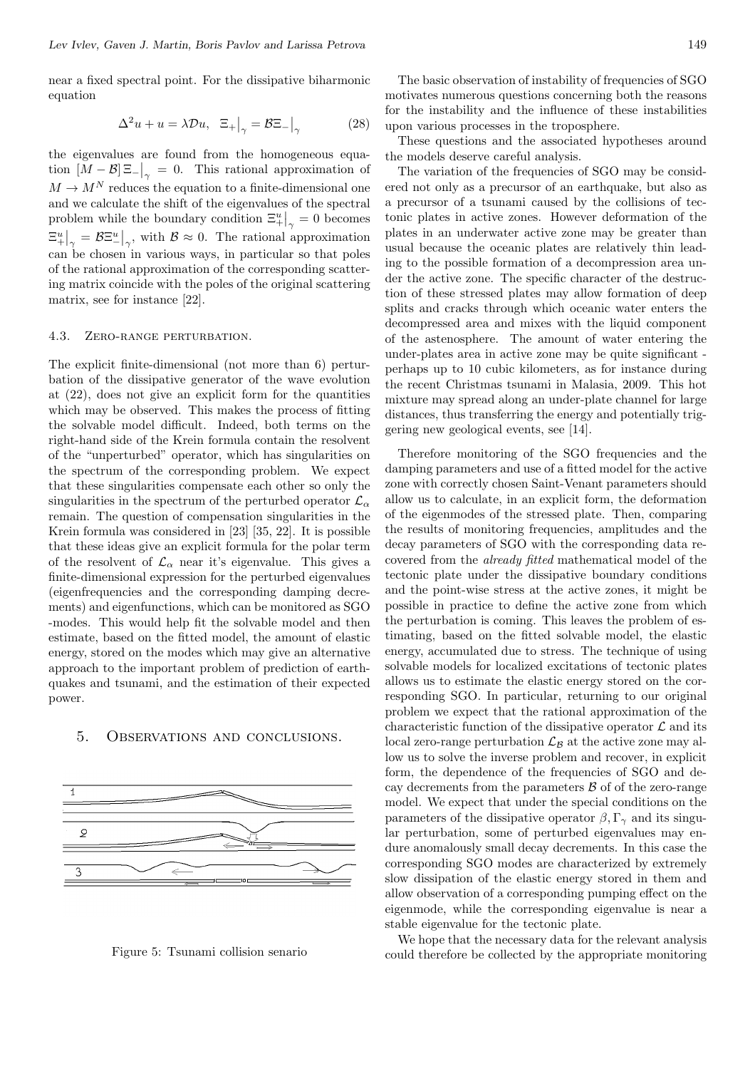near a fixed spectral point. For the dissipative biharmonic equation

$$\Delta^2 u + u = \lambda \mathcal{D} u, \quad \Xi_+\big|_\gamma = \mathcal{B}\Xi_-\big|_\gamma \tag{28}$$

the eigenvalues are found from the homogeneous equation $[M - \mathcal{B}]\,\Xi_-\big|_\gamma = 0$. This rational approximation of $M \to M^N$ reduces the equation to a finite-dimensional one and we calculate the shift of the eigenvalues of the spectral problem while the boundary condition $\Xi_+^u\big|_\gamma = 0$ becomes $\Xi_+^u\big|_\gamma = \mathcal{B}\Xi_-^u\big|_\gamma$, with $\mathcal{B} \approx 0$. The rational approximation can be chosen in various ways, in particular so that poles of the rational approximation of the corresponding scattering matrix coincide with the poles of the original scattering matrix, see for instance [22].

### 4.3. Zero-range perturbation.

The explicit finite-dimensional (not more than 6) perturbation of the dissipative generator of the wave evolution at (22), does not give an explicit form for the quantities which may be observed. This makes the process of fitting the solvable model difficult. Indeed, both terms on the right-hand side of the Krein formula contain the resolvent of the "unperturbed" operator, which has singularities on the spectrum of the corresponding problem. We expect that these singularities compensate each other so only the singularities in the spectrum of the perturbed operator $\mathcal{L}_\alpha$ remain. The question of compensation singularities in the Krein formula was considered in [23] [35, 22]. It is possible that these ideas give an explicit formula for the polar term of the resolvent of $\mathcal{L}_\alpha$ near it's eigenvalue. This gives a finite-dimensional expression for the perturbed eigenvalues (eigenfrequencies and the corresponding damping decrements) and eigenfunctions, which can be monitored as SGO -modes. This would help fit the solvable model and then estimate, based on the fitted model, the amount of elastic energy, stored on the modes which may give an alternative approach to the important problem of prediction of earthquakes and tsunami, and the estimation of their expected power.

## 5. Observations and conclusions.

Figure 5: Tsunami collision senario

The basic observation of instability of frequencies of SGO motivates numerous questions concerning both the reasons for the instability and the influence of these instabilities upon various processes in the troposphere.

These questions and the associated hypotheses around the models deserve careful analysis.

The variation of the frequencies of SGO may be considered not only as a precursor of an earthquake, but also as a precursor of a tsunami caused by the collisions of tectonic plates in active zones. However deformation of the plates in an underwater active zone may be greater than usual because the oceanic plates are relatively thin leading to the possible formation of a decompression area under the active zone. The specific character of the destruction of these stressed plates may allow formation of deep splits and cracks through which oceanic water enters the decompressed area and mixes with the liquid component of the astenosphere. The amount of water entering the under-plates area in active zone may be quite significant - perhaps up to 10 cubic kilometers, as for instance during the recent Christmas tsunami in Malasia, 2009. This hot mixture may spread along an under-plate channel for large distances, thus transferring the energy and potentially triggering new geological events, see [14].

Therefore monitoring of the SGO frequencies and the damping parameters and use of a fitted model for the active zone with correctly chosen Saint-Venant parameters should allow us to calculate, in an explicit form, the deformation of the eigenmodes of the stressed plate. Then, comparing the results of monitoring frequencies, amplitudes and the decay parameters of SGO with the corresponding data recovered from the *already fitted* mathematical model of the tectonic plate under the dissipative boundary conditions and the point-wise stress at the active zones, it might be possible in practice to define the active zone from which the perturbation is coming. This leaves the problem of estimating, based on the fitted solvable model, the elastic energy, accumulated due to stress. The technique of using solvable models for localized excitations of tectonic plates allows us to estimate the elastic energy stored on the corresponding SGO. In particular, returning to our original problem we expect that the rational approximation of the characteristic function of the dissipative operator $\mathcal{L}$ and its local zero-range perturbation $\mathcal{L}_\mathcal{B}$ at the active zone may allow us to solve the inverse problem and recover, in explicit form, the dependence of the frequencies of SGO and decay decrements from the parameters $\mathcal{B}$ of of the zero-range model. We expect that under the special conditions on the parameters of the dissipative operator $\beta, \Gamma_\gamma$ and its singular perturbation, some of perturbed eigenvalues may endure anomalously small decay decrements. In this case the corresponding SGO modes are characterized by extremely slow dissipation of the elastic energy stored in them and allow observation of a corresponding pumping effect on the eigenmode, while the corresponding eigenvalue is near a stable eigenvalue for the tectonic plate.

We hope that the necessary data for the relevant analysis could therefore be collected by the appropriate monitoring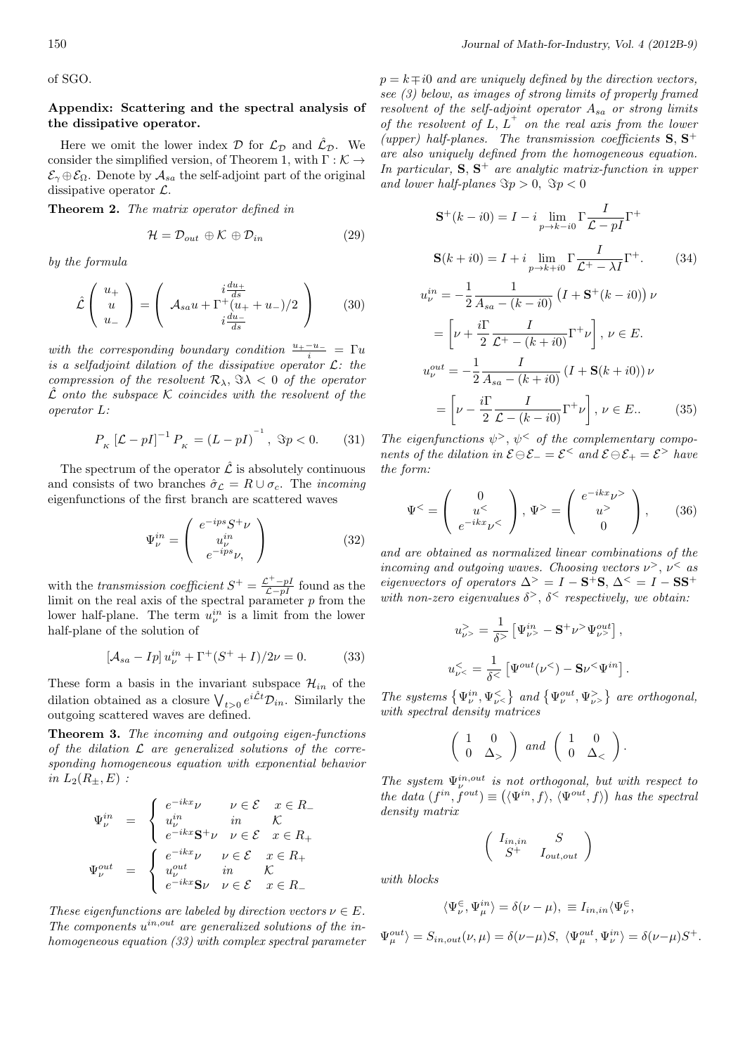of SGO.

### Appendix: Scattering and the spectral analysis of the dissipative operator.

Here we omit the lower index $\mathcal{D}$ for $\mathcal{L}_{\mathcal{D}}$ and $\hat{\mathcal{L}}_{\mathcal{D}}$. We consider the simplified version, of Theorem 1, with $\Gamma : \mathcal{K} \to \mathcal{E}_\gamma \oplus \mathcal{E}_\Omega$. Denote by $\mathcal{A}_{sa}$ the self-adjoint part of the original dissipative operator $\mathcal{L}$.

**Theorem 2.** *The matrix operator defined in*

$$\mathcal{H} = \mathcal{D}_{out} \oplus \mathcal{K} \oplus \mathcal{D}_{in} \tag{29}$$

*by the formula*

$$\hat{\mathcal{L}} \begin{pmatrix} u_+ \\ u \\ u_- \end{pmatrix} = \begin{pmatrix} i\frac{du_+}{ds} \\ \mathcal{A}_{sa}u + \Gamma^+(u_+ + u_-)/2 \\ i\frac{du_-}{ds} \end{pmatrix} \tag{30}$$

*with the corresponding boundary condition* $\frac{u_+ - u_-}{i} = \Gamma u$ *is a selfadjoint dilation of the dissipative operator* $\mathcal{L}$*: the compression of the resolvent* $\mathcal{R}_\lambda$, $\Im\lambda < 0$ *of the operator* $\hat{\mathcal{L}}$ *onto the subspace* $\mathcal{K}$ *coincides with the resolvent of the operator* $L$*:*

$$P_{\mathcal{K}} \left[\mathcal{L} - pI\right]^{-1} P_{\mathcal{K}} = (L - pI)^{-1}, \ \Im p < 0. \tag{31}$$

The spectrum of the operator $\hat{\mathcal{L}}$ is absolutely continuous and consists of two branches $\hat{\sigma}_{\mathcal{L}} = R \cup \sigma_c$. The *incoming* eigenfunctions of the first branch are scattered waves

$$\Psi_\nu^{in} = \begin{pmatrix} e^{-ips} S^+ \nu \\ u_\nu^{in} \\ e^{-ips} \nu, \end{pmatrix} \tag{32}$$

with the *transmission coefficient* $S^+ = \frac{\mathcal{L}^+ - pI}{\mathcal{L} - pI}$ found as the limit on the real axis of the spectral parameter $p$ from the lower half-plane. The term $u_\nu^{in}$ is a limit from the lower half-plane of the solution of

$$\left[\mathcal{A}_{sa} - Ip\right] u_\nu^{in} + \Gamma^+(S^+ + I)/2\nu = 0. \tag{33}$$

These form a basis in the invariant subspace $\mathcal{H}_{in}$ of the dilation obtained as a closure $\bigvee_{t>0} e^{i\hat{\mathcal{L}}t}\mathcal{D}_{in}$. Similarly the outgoing scattered waves are defined.

**Theorem 3.** *The incoming and outgoing eigen-functions of the dilation* $\mathcal{L}$ *are generalized solutions of the corresponding homogeneous equation with exponential behavior in* $L_2(R_\pm, E)$ *:*

$$\Psi_\nu^{in} = \begin{cases} e^{-ikx}\nu & \nu \in \mathcal{E} \quad x \in R_- \\ u_\nu^{in} & in \quad \mathcal{K} \\ e^{-ikx}\mathbf{S}^+\nu & \nu \in \mathcal{E} \quad x \in R_+ \end{cases}$$

$$\Psi_\nu^{out} = \begin{cases} e^{-ikx}\nu & \nu \in \mathcal{E} \quad x \in R_+ \\ u_\nu^{out} & in \quad \mathcal{K} \\ e^{-ikx}\mathbf{S}\nu & \nu \in \mathcal{E} \quad x \in R_- \end{cases}$$

*These eigenfunctions are labeled by direction vectors* $\nu \in E$. *The components* $u^{in,out}$ *are generalized solutions of the inhomogeneous equation (33) with complex spectral parameter* $p = k \mp i0$ *and are uniquely defined by the direction vectors, see (3) below, as images of strong limits of properly framed resolvent of the self-adjoint operator* $A_{sa}$ *or strong limits of the resolvent of* $L$, $L^+$ *on the real axis from the lower (upper) half-planes. The transmission coefficients* $\mathbf{S}$, $\mathbf{S}^+$ *are also uniquely defined from the homogeneous equation. In particular,* $\mathbf{S}$, $\mathbf{S}^+$ *are analytic matrix-function in upper and lower half-planes* $\Im p > 0$, $\Im p < 0$

$$\mathbf{S}^+(k - i0) = I - i \lim_{p \to k - i0} \Gamma \frac{I}{\mathcal{L} - pI} \Gamma^+$$

$$\mathbf{S}(k + i0) = I + i \lim_{p \to k + i0} \Gamma \frac{I}{\mathcal{L}^+ - \lambda I} \Gamma^+. \tag{34}$$

$$u_\nu^{in} = -\frac{1}{2} \frac{1}{A_{sa} - (k - i0)} \left(I + \mathbf{S}^+(k - i0)\right) \nu$$

$$= \left[\nu + \frac{i\Gamma}{2} \frac{I}{\mathcal{L}^+ - (k + i0)} \Gamma^+ \nu\right], \ \nu \in E.$$

$$u_\nu^{out} = -\frac{1}{2} \frac{I}{A_{sa} - (k + i0)} \left(I + \mathbf{S}(k + i0)\right) \nu$$

$$= \left[\nu - \frac{i\Gamma}{2} \frac{I}{\mathcal{L} - (k - i0)} \Gamma^+ \nu\right], \ \nu \in E.. \tag{35}$$

*The eigenfunctions* $\psi^>$, $\psi^<$ *of the complementary components of the dilation in* $\mathcal{E} \ominus \mathcal{E}_- = \mathcal{E}^<$ *and* $\mathcal{E} \ominus \mathcal{E}_+ = \mathcal{E}^>$ *have the form:*

$$\Psi^< = \begin{pmatrix} 0 \\ u^< \\ e^{-ikx}\nu^< \end{pmatrix}, \ \Psi^> = \begin{pmatrix} e^{-ikx}\nu^> \\ u^> \\ 0 \end{pmatrix}, \tag{36}$$

*and are obtained as normalized linear combinations of the incoming and outgoing waves. Choosing vectors* $\nu^>$, $\nu^<$ *as eigenvectors of operators* $\Delta^> = I - \mathbf{S}^+\mathbf{S}$, $\Delta^< = I - \mathbf{S}\mathbf{S}^+$ *with non-zero eigenvalues* $\delta^>$, $\delta^<$ *respectively, we obtain:*

$$u_{\nu^>}^> = \frac{1}{\delta^>} \left[\Psi_{\nu^>}^{in} - \mathbf{S}^+\nu^> \Psi_{\nu^>}^{out}\right],$$

$$u_{\nu^<}^< = \frac{1}{\delta^<} \left[\Psi^{out}(\nu^<) - \mathbf{S}\nu^< \Psi^{in}\right].$$

*The systems* $\left\{\Psi_\nu^{in}, \Psi_{\nu^<}^<\right\}$ *and* $\left\{\Psi_\nu^{out}, \Psi_{\nu^>}^>\right\}$ *are orthogonal, with spectral density matrices*

$$\begin{pmatrix} 1 & 0 \\ 0 & \Delta_> \end{pmatrix} \text{ and } \begin{pmatrix} 1 & 0 \\ 0 & \Delta_< \end{pmatrix}.$$

*The system* $\Psi_\nu^{in,out}$ *is not orthogonal, but with respect to the data* $(f^{in}, f^{out}) \equiv \left(\langle \Psi^{in}, f \rangle, \langle \Psi^{out}, f \rangle\right)$ *has the spectral density matrix*

$$\begin{pmatrix} I_{in,in} & S \\ S^+ & I_{out,out} \end{pmatrix}$$

*with blocks*

$$\langle \Psi_\nu^\in, \Psi_\mu^{in} \rangle = \delta(\nu - \mu), \ \equiv I_{in,in} \langle \Psi_\nu^\in,$$

$$\Psi_\mu^{out} \rangle = S_{in,out}(\nu, \mu) = \delta(\nu - \mu) S, \ \langle \Psi_\mu^{out}, \Psi_\nu^{in} \rangle = \delta(\nu - \mu) S^+.$$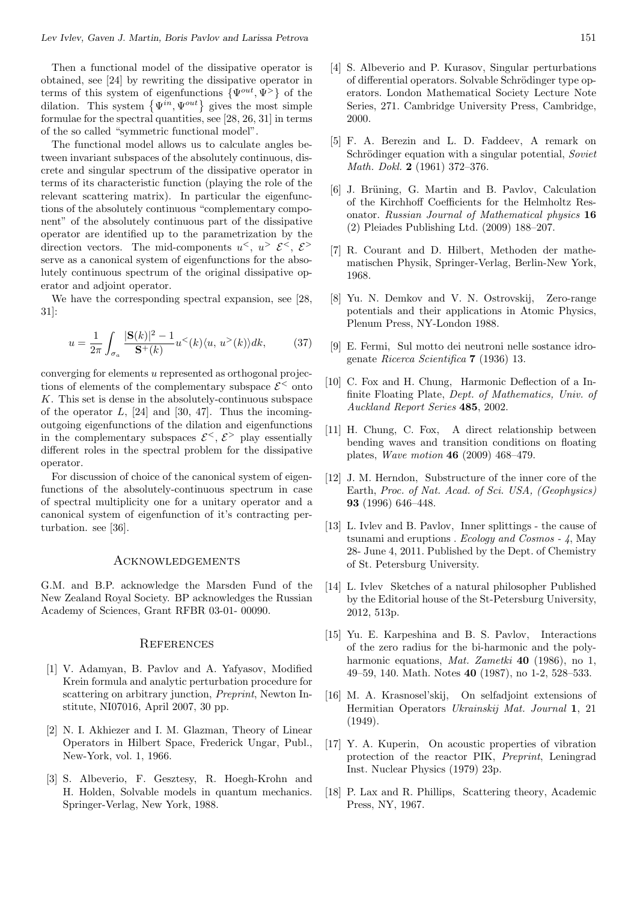Then a functional model of the dissipative operator is obtained, see [24] by rewriting the dissipative operator in terms of this system of eigenfunctions $\{\Psi^{out}, \Psi^{>}\}$ of the dilation. This system $\{\Psi^{in}, \Psi^{out}\}$ gives the most simple formulae for the spectral quantities, see [28, 26, 31] in terms of the so called "symmetric functional model".

The functional model allows us to calculate angles between invariant subspaces of the absolutely continuous, discrete and singular spectrum of the dissipative operator in terms of its characteristic function (playing the role of the relevant scattering matrix). In particular the eigenfunctions of the absolutely continuous "complementary component" of the absolutely continuous part of the dissipative operator are identified up to the parametrization by the direction vectors. The mid-components $u^{<}$, $u^{>}$ $\mathcal{E}^{<}$, $\mathcal{E}^{>}$ serve as a canonical system of eigenfunctions for the absolutely continuous spectrum of the original dissipative operator and adjoint operator.

We have the corresponding spectral expansion, see [28, 31]:

$$u = \frac{1}{2\pi} \int_{\sigma_a} \frac{|\mathbf{S}(k)|^2 - 1}{\mathbf{S}^{+}(k)} u^{<}(k) \langle u, u^{>}(k) \rangle dk, \tag{37}$$

converging for elements $u$ represented as orthogonal projections of elements of the complementary subspace $\mathcal{E}^{<}$ onto $K$. This set is dense in the absolutely-continuous subspace of the operator $L$, [24] and [30, 47]. Thus the incoming-outgoing eigenfunctions of the dilation and eigenfunctions in the complementary subspaces $\mathcal{E}^{<}$, $\mathcal{E}^{>}$ play essentially different roles in the spectral problem for the dissipative operator.

For discussion of choice of the canonical system of eigenfunctions of the absolutely-continuous spectrum in case of spectral multiplicity one for a unitary operator and a canonical system of eigenfunction of it's contracting perturbation. see [36].

## Acknowledgements

G.M. and B.P. acknowledge the Marsden Fund of the New Zealand Royal Society. BP acknowledges the Russian Academy of Sciences, Grant RFBR 03-01- 00090.

## References

[1] V. Adamyan, B. Pavlov and A. Yafyasov, Modified Krein formula and analytic perturbation procedure for scattering on arbitrary junction, *Preprint*, Newton Institute, NI07016, April 2007, 30 pp.

[2] N. I. Akhiezer and I. M. Glazman, Theory of Linear Operators in Hilbert Space, Frederick Ungar, Publ., New-York, vol. 1, 1966.

[3] S. Albeverio, F. Gesztesy, R. Hoegh-Krohn and H. Holden, Solvable models in quantum mechanics. Springer-Verlag, New York, 1988.

[4] S. Albeverio and P. Kurasov, Singular perturbations of differential operators. Solvable Schrödinger type operators. London Mathematical Society Lecture Note Series, 271. Cambridge University Press, Cambridge, 2000.

[5] F. A. Berezin and L. D. Faddeev, A remark on Schrödinger equation with a singular potential, *Soviet Math. Dokl.* **2** (1961) 372–376.

[6] J. Brüning, G. Martin and B. Pavlov, Calculation of the Kirchhoff Coefficients for the Helmholtz Resonator. *Russian Journal of Mathematical physics* **16** (2) Pleiades Publishing Ltd. (2009) 188–207.

[7] R. Courant and D. Hilbert, Methoden der mathematischen Physik, Springer-Verlag, Berlin-New York, 1968.

[8] Yu. N. Demkov and V. N. Ostrovskij, Zero-range potentials and their applications in Atomic Physics, Plenum Press, NY-London 1988.

[9] E. Fermi, Sul motto dei neutroni nelle sostance idrogenate *Ricerca Scientifica* **7** (1936) 13.

[10] C. Fox and H. Chung, Harmonic Deflection of a Infinite Floating Plate, *Dept. of Mathematics, Univ. of Auckland Report Series* **485**, 2002.

[11] H. Chung, C. Fox, A direct relationship between bending waves and transition conditions on floating plates, *Wave motion* **46** (2009) 468–479.

[12] J. M. Herndon, Substructure of the inner core of the Earth, *Proc. of Nat. Acad. of Sci. USA, (Geophysics)* **93** (1996) 646–448.

[13] L. Ivlev and B. Pavlov, Inner splittings - the cause of tsunami and eruptions . *Ecology and Cosmos - 4*, May 28- June 4, 2011. Published by the Dept. of Chemistry of St. Petersburg University.

[14] L. Ivlev Sketches of a natural philosopher Published by the Editorial house of the St-Petersburg University, 2012, 513p.

[15] Yu. E. Karpeshina and B. S. Pavlov, Interactions of the zero radius for the bi-harmonic and the polyharmonic equations, *Mat. Zametki* **40** (1986), no 1, 49–59, 140. Math. Notes **40** (1987), no 1-2, 528–533.

[16] M. A. Krasnosel'skij, On selfadjoint extensions of Hermitian Operators *Ukrainskij Mat. Journal* **1**, 21 (1949).

[17] Y. A. Kuperin, On acoustic properties of vibration protection of the reactor PIK, *Preprint*, Leningrad Inst. Nuclear Physics (1979) 23p.

[18] P. Lax and R. Phillips, Scattering theory, Academic Press, NY, 1967.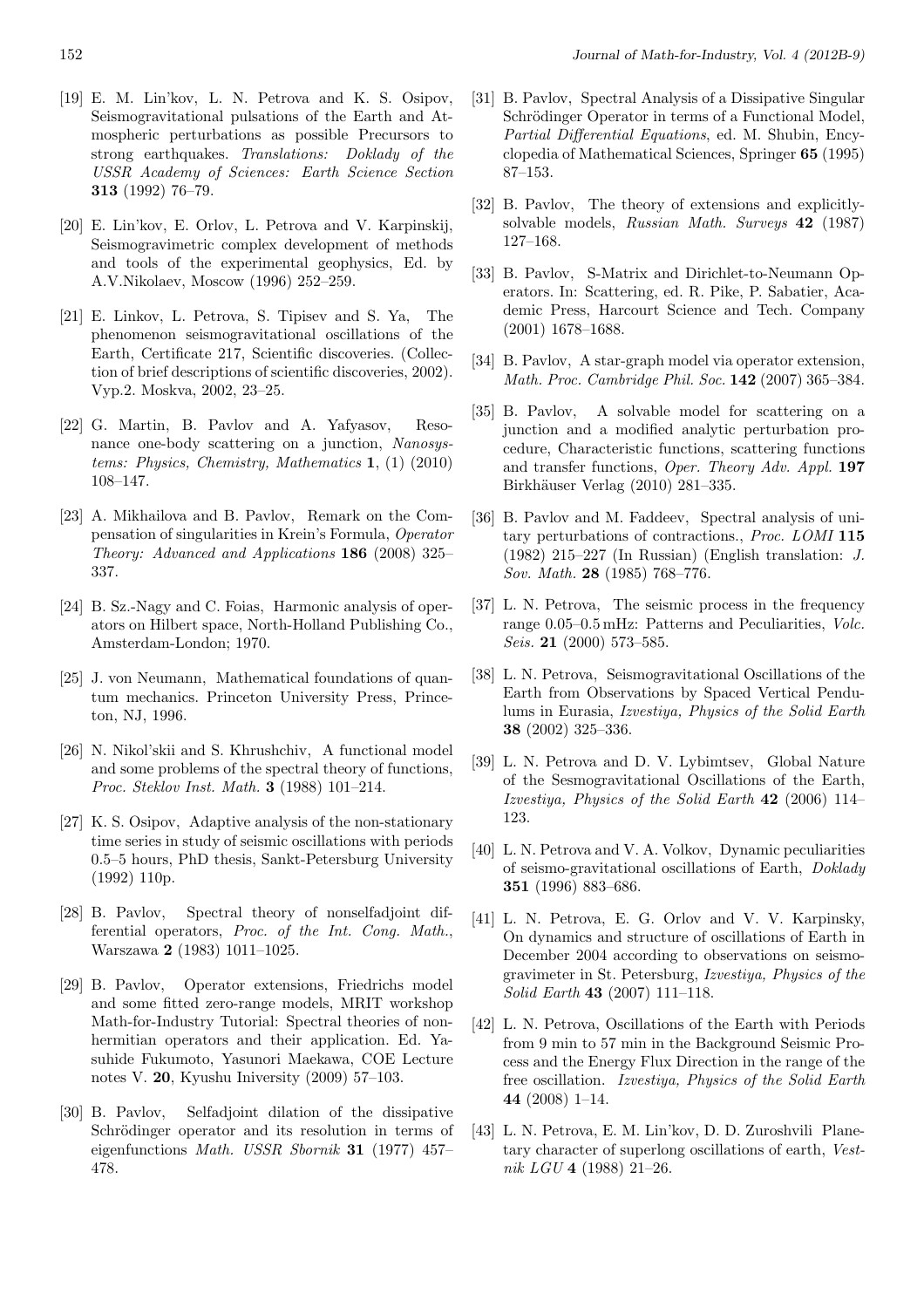[19] E. M. Lin'kov, L. N. Petrova and K. S. Osipov, Seismogravitational pulsations of the Earth and Atmospheric perturbations as possible Precursors to strong earthquakes. *Translations: Doklady of the USSR Academy of Sciences: Earth Science Section* **313** (1992) 76–79.

[20] E. Lin'kov, E. Orlov, L. Petrova and V. Karpinskij, Seismogravimetric complex development of methods and tools of the experimental geophysics, Ed. by A.V.Nikolaev, Moscow (1996) 252–259.

[21] E. Linkov, L. Petrova, S. Tipisev and S. Ya, The phenomenon seismogravitational oscillations of the Earth, Certificate 217, Scientific discoveries. (Collection of brief descriptions of scientific discoveries, 2002). Vyp.2. Moskva, 2002, 23–25.

[22] G. Martin, B. Pavlov and A. Yafyasov, Resonance one-body scattering on a junction, *Nanosystems: Physics, Chemistry, Mathematics* **1**, (1) (2010) 108–147.

[23] A. Mikhailova and B. Pavlov, Remark on the Compensation of singularities in Krein's Formula, *Operator Theory: Advanced and Applications* **186** (2008) 325–337.

[24] B. Sz.-Nagy and C. Foias, Harmonic analysis of operators on Hilbert space, North-Holland Publishing Co., Amsterdam-London; 1970.

[25] J. von Neumann, Mathematical foundations of quantum mechanics. Princeton University Press, Princeton, NJ, 1996.

[26] N. Nikol'skii and S. Khrushchiv, A functional model and some problems of the spectral theory of functions, *Proc. Steklov Inst. Math.* **3** (1988) 101–214.

[27] K. S. Osipov, Adaptive analysis of the non-stationary time series in study of seismic oscillations with periods 0.5–5 hours, PhD thesis, Sankt-Petersburg University (1992) 110p.

[28] B. Pavlov, Spectral theory of nonselfadjoint differential operators, *Proc. of the Int. Cong. Math.*, Warszawa **2** (1983) 1011–1025.

[29] B. Pavlov, Operator extensions, Friedrichs model and some fitted zero-range models, MRIT workshop Math-for-Industry Tutorial: Spectral theories of non-hermitian operators and their application. Ed. Yasuhide Fukumoto, Yasunori Maekawa, COE Lecture notes V. **20**, Kyushu Iniversity (2009) 57–103.

[30] B. Pavlov, Selfadjoint dilation of the dissipative Schrödinger operator and its resolution in terms of eigenfunctions *Math. USSR Sbornik* **31** (1977) 457–478.

[31] B. Pavlov, Spectral Analysis of a Dissipative Singular Schrödinger Operator in terms of a Functional Model, *Partial Differential Equations*, ed. M. Shubin, Encyclopedia of Mathematical Sciences, Springer **65** (1995) 87–153.

[32] B. Pavlov, The theory of extensions and explicitly-solvable models, *Russian Math. Surveys* **42** (1987) 127–168.

[33] B. Pavlov, S-Matrix and Dirichlet-to-Neumann Operators. In: Scattering, ed. R. Pike, P. Sabatier, Academic Press, Harcourt Science and Tech. Company (2001) 1678–1688.

[34] B. Pavlov, A star-graph model via operator extension, *Math. Proc. Cambridge Phil. Soc.* **142** (2007) 365–384.

[35] B. Pavlov, A solvable model for scattering on a junction and a modified analytic perturbation procedure, Characteristic functions, scattering functions and transfer functions, *Oper. Theory Adv. Appl.* **197** Birkhäuser Verlag (2010) 281–335.

[36] B. Pavlov and M. Faddeev, Spectral analysis of unitary perturbations of contractions., *Proc. LOMI* **115** (1982) 215–227 (In Russian) (English translation: *J. Sov. Math.* **28** (1985) 768–776.

[37] L. N. Petrova, The seismic process in the frequency range 0.05–0.5 mHz: Patterns and Peculiarities, *Volc. Seis.* **21** (2000) 573–585.

[38] L. N. Petrova, Seismogravitational Oscillations of the Earth from Observations by Spaced Vertical Pendulums in Eurasia, *Izvestiya, Physics of the Solid Earth* **38** (2002) 325–336.

[39] L. N. Petrova and D. V. Lybimtsev, Global Nature of the Sesmogravitational Oscillations of the Earth, *Izvestiya, Physics of the Solid Earth* **42** (2006) 114–123.

[40] L. N. Petrova and V. A. Volkov, Dynamic peculiarities of seismo-gravitational oscillations of Earth, *Doklady* **351** (1996) 883–686.

[41] L. N. Petrova, E. G. Orlov and V. V. Karpinsky, On dynamics and structure of oscillations of Earth in December 2004 according to observations on seismogravimeter in St. Petersburg, *Izvestiya, Physics of the Solid Earth* **43** (2007) 111–118.

[42] L. N. Petrova, Oscillations of the Earth with Periods from 9 min to 57 min in the Background Seismic Process and the Energy Flux Direction in the range of the free oscillation. *Izvestiya, Physics of the Solid Earth* **44** (2008) 1–14.

[43] L. N. Petrova, E. M. Lin'kov, D. D. Zuroshvili Planetary character of superlong oscillations of earth, *Vestnik LGU* **4** (1988) 21–26.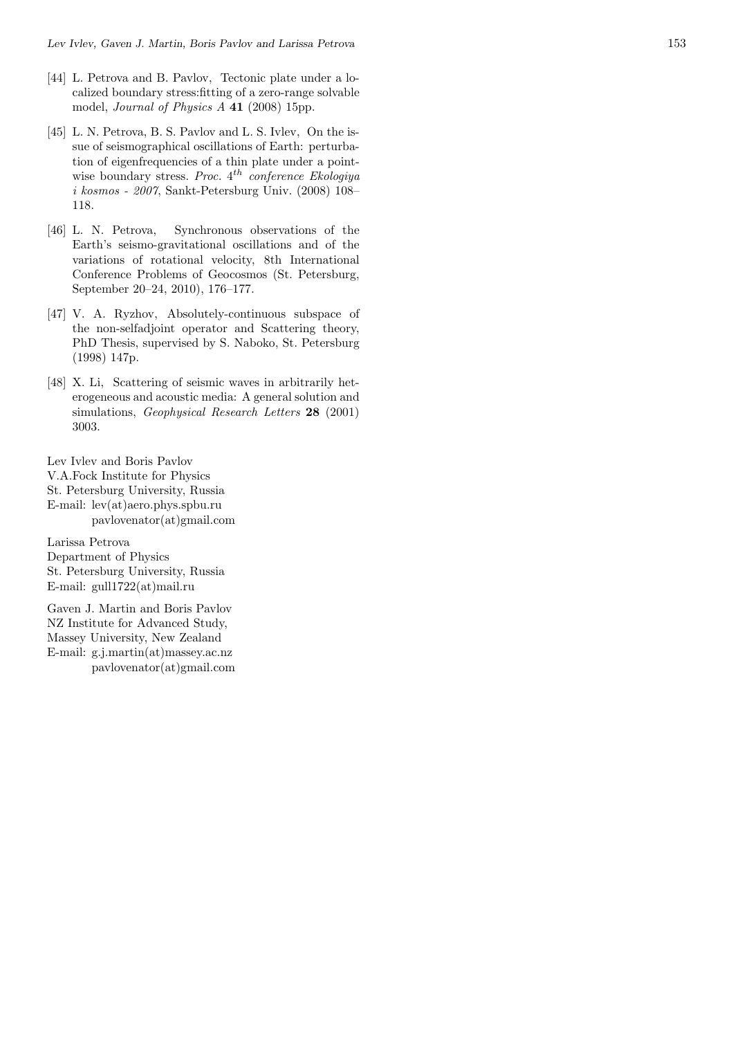[44] L. Petrova and B. Pavlov, Tectonic plate under a localized boundary stress:fitting of a zero-range solvable model, *Journal of Physics A* **41** (2008) 15pp.

[45] L. N. Petrova, B. S. Pavlov and L. S. Ivlev, On the issue of seismographical oscillations of Earth: perturbation of eigenfrequencies of a thin plate under a pointwise boundary stress. *Proc.* $4^{th}$ *conference Ekologiya i kosmos - 2007*, Sankt-Petersburg Univ. (2008) 108–118.

[46] L. N. Petrova, Synchronous observations of the Earth's seismo-gravitational oscillations and of the variations of rotational velocity, 8th International Conference Problems of Geocosmos (St. Petersburg, September 20–24, 2010), 176–177.

[47] V. A. Ryzhov, Absolutely-continuous subspace of the non-selfadjoint operator and Scattering theory, PhD Thesis, supervised by S. Naboko, St. Petersburg (1998) 147p.

[48] X. Li, Scattering of seismic waves in arbitrarily heterogeneous and acoustic media: A general solution and simulations, *Geophysical Research Letters* **28** (2001) 3003.

Lev Ivlev and Boris Pavlov
V.A.Fock Institute for Physics
St. Petersburg University, Russia
E-mail: lev(at)aero.phys.spbu.ru
pavlovenator(at)gmail.com

Larissa Petrova
Department of Physics
St. Petersburg University, Russia
E-mail: gull1722(at)mail.ru

Gaven J. Martin and Boris Pavlov
NZ Institute for Advanced Study,
Massey University, New Zealand
E-mail: g.j.martin(at)massey.ac.nz
pavlovenator(at)gmail.com